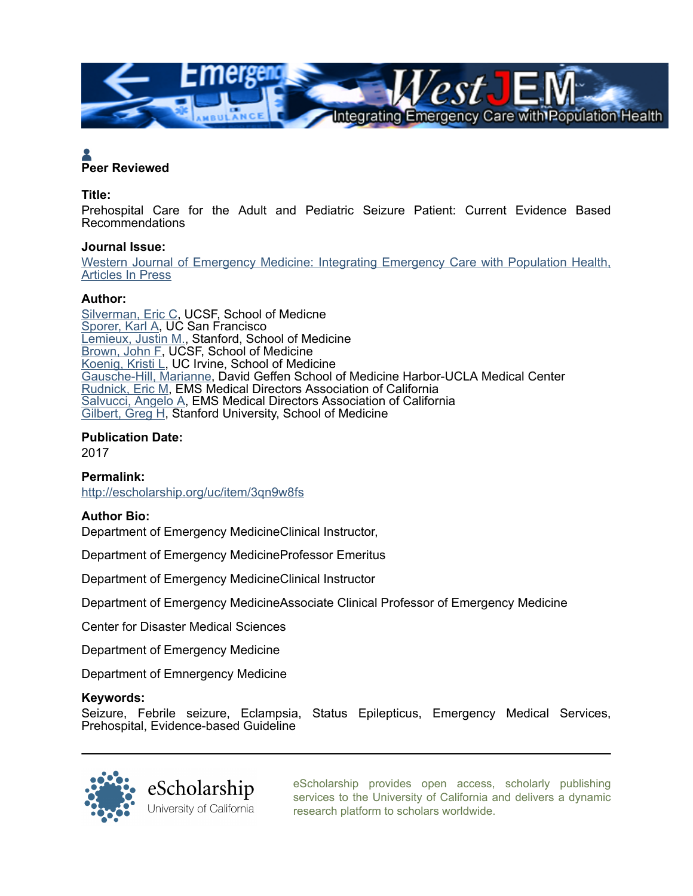**Peer Reviewed**

**Title:**

Prehospital Care for the Adult and Pediatric Seizure Patient: Current Evidence Based Recommendations

**Journal Issue:**

Western Journal of Emergency Medicine: Integrating Emergency Care with Population Health, Articles In Press

**Author:**

Silverman, Eric C, UCSF, School of Medicne
Sporer, Karl A, UC San Francisco
Lemieux, Justin M., Stanford, School of Medicine
Brown, John F, UCSF, School of Medicine
Koenig, Kristi L, UC Irvine, School of Medicine
Gausche-Hill, Marianne, David Geffen School of Medicine Harbor-UCLA Medical Center
Rudnick, Eric M, EMS Medical Directors Association of California
Salvucci, Angelo A, EMS Medical Directors Association of California
Gilbert, Greg H, Stanford University, School of Medicine

**Publication Date:**

2017

**Permalink:**

http://escholarship.org/uc/item/3qn9w8fs

**Author Bio:**

Department of Emergency MedicineClinical Instructor,

Department of Emergency MedicineProfessor Emeritus

Department of Emergency MedicineClinical Instructor

Department of Emergency MedicineAssociate Clinical Professor of Emergency Medicine

Center for Disaster Medical Sciences

Department of Emergency Medicine

Department of Emnergency Medicine

**Keywords:**

Seizure, Febrile seizure, Eclampsia, Status Epilepticus, Emergency Medical Services, Prehospital, Evidence-based Guideline

eScholarship provides open access, scholarly publishing services to the University of California and delivers a dynamic research platform to scholars worldwide.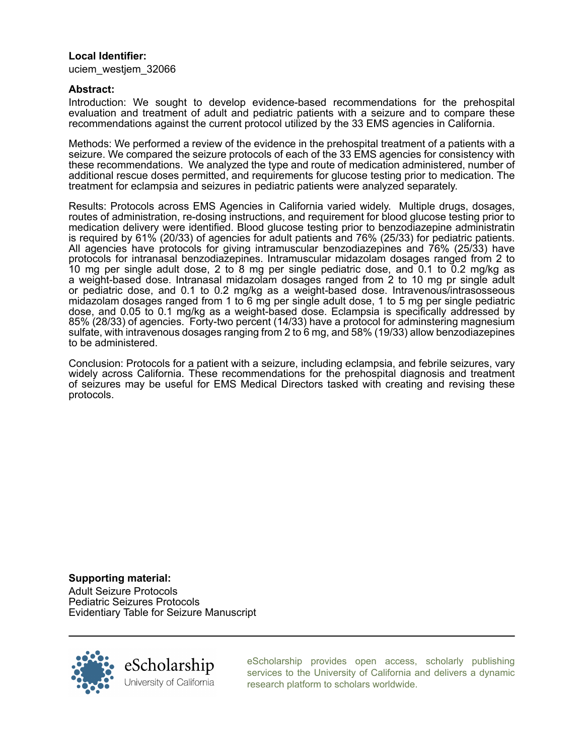**Local Identifier:**

uciem_westjem_32066

**Abstract:**

Introduction: We sought to develop evidence-based recommendations for the prehospital evaluation and treatment of adult and pediatric patients with a seizure and to compare these recommendations against the current protocol utilized by the 33 EMS agencies in California.

Methods: We performed a review of the evidence in the prehospital treatment of a patients with a seizure. We compared the seizure protocols of each of the 33 EMS agencies for consistency with these recommendations. We analyzed the type and route of medication administered, number of additional rescue doses permitted, and requirements for glucose testing prior to medication. The treatment for eclampsia and seizures in pediatric patients were analyzed separately.

Results: Protocols across EMS Agencies in California varied widely. Multiple drugs, dosages, routes of administration, re-dosing instructions, and requirement for blood glucose testing prior to medication delivery were identified. Blood glucose testing prior to benzodiazepine administratin is required by 61% (20/33) of agencies for adult patients and 76% (25/33) for pediatric patients. All agencies have protocols for giving intramuscular benzodiazepines and 76% (25/33) have protocols for intranasal benzodiazepines. Intramuscular midazolam dosages ranged from 2 to 10 mg per single adult dose, 2 to 8 mg per single pediatric dose, and 0.1 to 0.2 mg/kg as a weight-based dose. Intranasal midazolam dosages ranged from 2 to 10 mg pr single adult or pediatric dose, and 0.1 to 0.2 mg/kg as a weight-based dose. Intravenous/intrasosseous midazolam dosages ranged from 1 to 6 mg per single adult dose, 1 to 5 mg per single pediatric dose, and 0.05 to 0.1 mg/kg as a weight-based dose. Eclampsia is specifically addressed by 85% (28/33) of agencies. Forty-two percent (14/33) have a protocol for adminstering magnesium sulfate, with intravenous dosages ranging from 2 to 6 mg, and 58% (19/33) allow benzodiazepines to be administered.

Conclusion: Protocols for a patient with a seizure, including eclampsia, and febrile seizures, vary widely across California. These recommendations for the prehospital diagnosis and treatment of seizures may be useful for EMS Medical Directors tasked with creating and revising these protocols.

**Supporting material:**

Adult Seizure Protocols
Pediatric Seizures Protocols
Evidentiary Table for Seizure Manuscript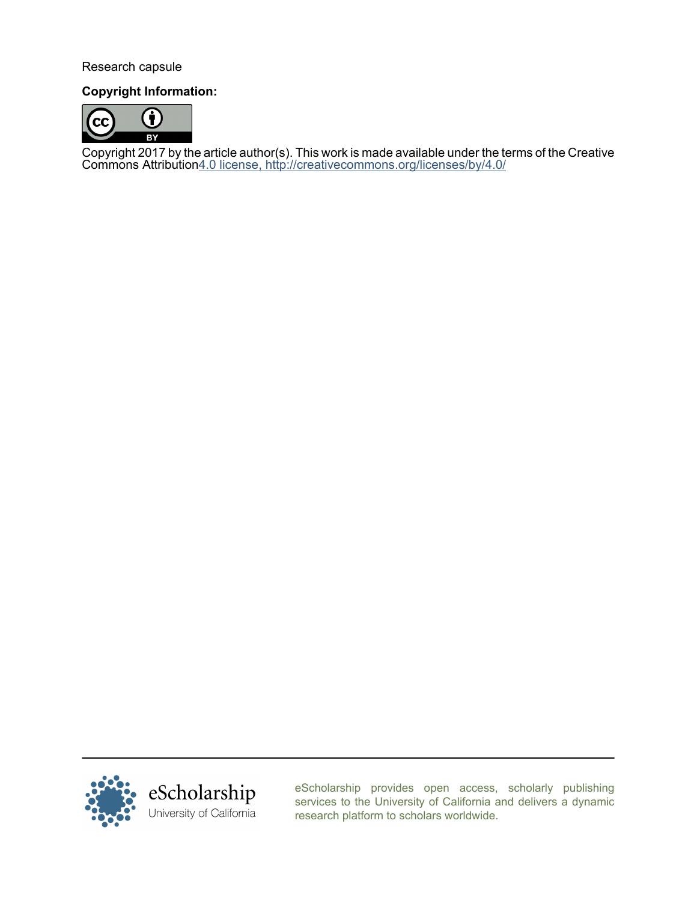Research capsule

**Copyright Information:**

Copyright 2017 by the article author(s). This work is made available under the terms of the Creative Commons Attribution4.0 license, http://creativecommons.org/licenses/by/4.0/

eScholarship
University of California

eScholarship provides open access, scholarly publishing services to the University of California and delivers a dynamic research platform to scholars worldwide.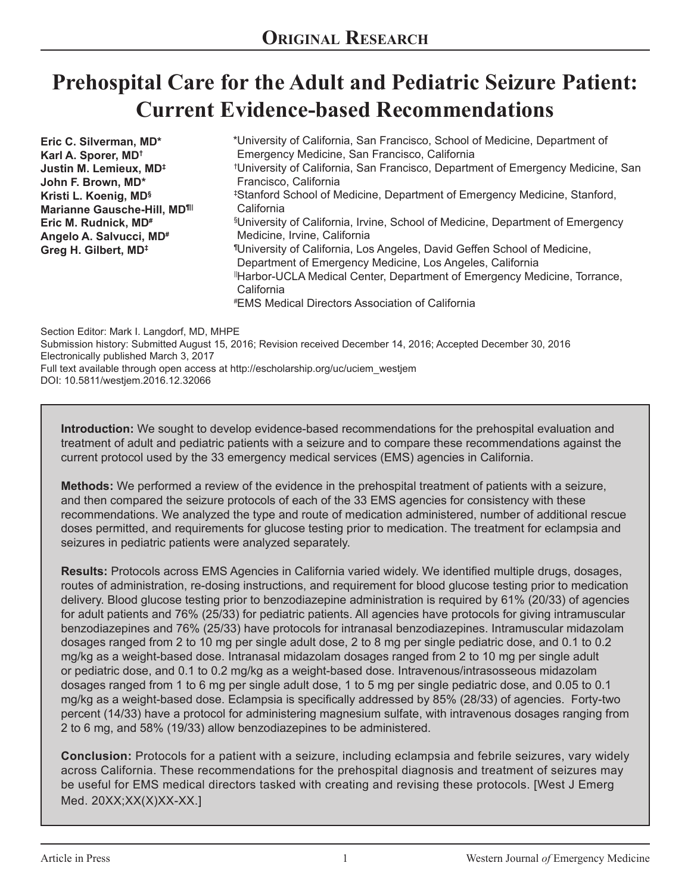# Original Research

# Prehospital Care for the Adult and Pediatric Seizure Patient: Current Evidence-based Recommendations

**Eric C. Silverman, MD*** 
**Karl A. Sporer, MD†** 
**Justin M. Lemieux, MD‡** 
**John F. Brown, MD*** 
**Kristi L. Koenig, MD§** 
**Marianne Gausche-Hill, MD¶||** 
**Eric M. Rudnick, MD#** 
**Angelo A. Salvucci, MD#** 
**Greg H. Gilbert, MD‡**

*University of California, San Francisco, School of Medicine, Department of Emergency Medicine, San Francisco, California 
†University of California, San Francisco, Department of Emergency Medicine, San Francisco, California 
‡Stanford School of Medicine, Department of Emergency Medicine, Stanford, California 
§University of California, Irvine, School of Medicine, Department of Emergency Medicine, Irvine, California 
¶University of California, Los Angeles, David Geffen School of Medicine, Department of Emergency Medicine, Los Angeles, California 
||Harbor-UCLA Medical Center, Department of Emergency Medicine, Torrance, California 
#EMS Medical Directors Association of California

Section Editor: Mark I. Langdorf, MD, MHPE 
Submission history: Submitted August 15, 2016; Revision received December 14, 2016; Accepted December 30, 2016 
Electronically published March 3, 2017 
Full text available through open access at http://escholarship.org/uc/uciem_westjem 
DOI: 10.5811/westjem.2016.12.32066

**Introduction:** We sought to develop evidence-based recommendations for the prehospital evaluation and treatment of adult and pediatric patients with a seizure and to compare these recommendations against the current protocol used by the 33 emergency medical services (EMS) agencies in California.

**Methods:** We performed a review of the evidence in the prehospital treatment of patients with a seizure, and then compared the seizure protocols of each of the 33 EMS agencies for consistency with these recommendations. We analyzed the type and route of medication administered, number of additional rescue doses permitted, and requirements for glucose testing prior to medication. The treatment for eclampsia and seizures in pediatric patients were analyzed separately.

**Results:** Protocols across EMS Agencies in California varied widely. We identified multiple drugs, dosages, routes of administration, re-dosing instructions, and requirement for blood glucose testing prior to medication delivery. Blood glucose testing prior to benzodiazepine administration is required by 61% (20/33) of agencies for adult patients and 76% (25/33) for pediatric patients. All agencies have protocols for giving intramuscular benzodiazepines and 76% (25/33) have protocols for intranasal benzodiazepines. Intramuscular midazolam dosages ranged from 2 to 10 mg per single adult dose, 2 to 8 mg per single pediatric dose, and 0.1 to 0.2 mg/kg as a weight-based dose. Intranasal midazolam dosages ranged from 2 to 10 mg per single adult or pediatric dose, and 0.1 to 0.2 mg/kg as a weight-based dose. Intravenous/intrasosseous midazolam dosages ranged from 1 to 6 mg per single adult dose, 1 to 5 mg per single pediatric dose, and 0.05 to 0.1 mg/kg as a weight-based dose. Eclampsia is specifically addressed by 85% (28/33) of agencies. Forty-two percent (14/33) have a protocol for administering magnesium sulfate, with intravenous dosages ranging from 2 to 6 mg, and 58% (19/33) allow benzodiazepines to be administered.

**Conclusion:** Protocols for a patient with a seizure, including eclampsia and febrile seizures, vary widely across California. These recommendations for the prehospital diagnosis and treatment of seizures may be useful for EMS medical directors tasked with creating and revising these protocols. [West J Emerg Med. 20XX;XX(X)XX-XX.]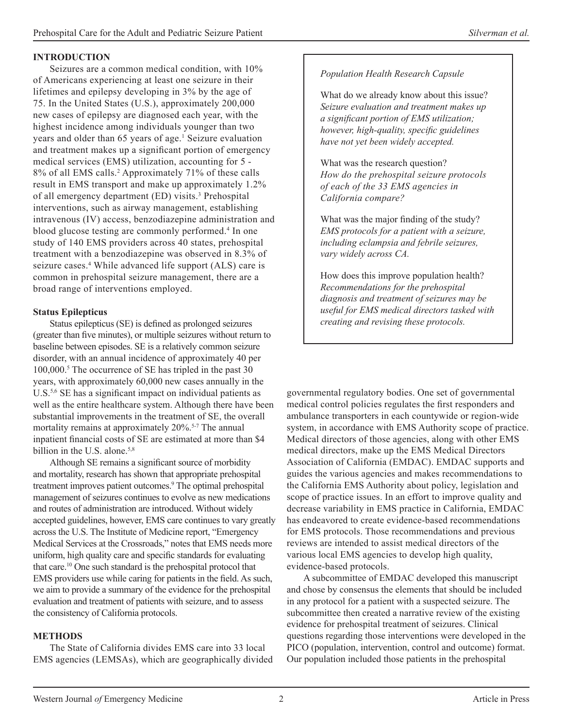## INTRODUCTION

Seizures are a common medical condition, with 10% of Americans experiencing at least one seizure in their lifetimes and epilepsy developing in 3% by the age of 75. In the United States (U.S.), approximately 200,000 new cases of epilepsy are diagnosed each year, with the highest incidence among individuals younger than two years and older than 65 years of age.[1] Seizure evaluation and treatment makes up a significant portion of emergency medical services (EMS) utilization, accounting for 5 - 8% of all EMS calls.[2] Approximately 71% of these calls result in EMS transport and make up approximately 1.2% of all emergency department (ED) visits.[3] Prehospital interventions, such as airway management, establishing intravenous (IV) access, benzodiazepine administration and blood glucose testing are commonly performed.[4] In one study of 140 EMS providers across 40 states, prehospital treatment with a benzodiazepine was observed in 8.3% of seizure cases.[4] While advanced life support (ALS) care is common in prehospital seizure management, there are a broad range of interventions employed.

> *Population Health Research Capsule*
>
> What do we already know about this issue?
> *Seizure evaluation and treatment makes up a significant portion of EMS utilization; however, high-quality, specific guidelines have not yet been widely accepted.*
>
> What was the research question?
> *How do the prehospital seizure protocols of each of the 33 EMS agencies in California compare?*
>
> What was the major finding of the study?
> *EMS protocols for a patient with a seizure, including eclampsia and febrile seizures, vary widely across CA.*
>
> How does this improve population health?
> *Recommendations for the prehospital diagnosis and treatment of seizures may be useful for EMS medical directors tasked with creating and revising these protocols.*

### Status Epilepticus

Status epilepticus (SE) is defined as prolonged seizures (greater than five minutes), or multiple seizures without return to baseline between episodes. SE is a relatively common seizure disorder, with an annual incidence of approximately 40 per 100,000.[5] The occurrence of SE has tripled in the past 30 years, with approximately 60,000 new cases annually in the U.S.[5,6] SE has a significant impact on individual patients as well as the entire healthcare system. Although there have been substantial improvements in the treatment of SE, the overall mortality remains at approximately 20%.[5-7] The annual inpatient financial costs of SE are estimated at more than $4 billion in the U.S. alone.[5,8]

Although SE remains a significant source of morbidity and mortality, research has shown that appropriate prehospital treatment improves patient outcomes.[9] The optimal prehospital management of seizures continues to evolve as new medications and routes of administration are introduced. Without widely accepted guidelines, however, EMS care continues to vary greatly across the U.S. The Institute of Medicine report, "Emergency Medical Services at the Crossroads," notes that EMS needs more uniform, high quality care and specific standards for evaluating that care.[10] One such standard is the prehospital protocol that EMS providers use while caring for patients in the field. As such, we aim to provide a summary of the evidence for the prehospital evaluation and treatment of patients with seizure, and to assess the consistency of California protocols.

## METHODS

The State of California divides EMS care into 33 local EMS agencies (LEMSAs), which are geographically divided governmental regulatory bodies. One set of governmental medical control policies regulates the first responders and ambulance transporters in each countywide or region-wide system, in accordance with EMS Authority scope of practice. Medical directors of those agencies, along with other EMS medical directors, make up the EMS Medical Directors Association of California (EMDAC). EMDAC supports and guides the various agencies and makes recommendations to the California EMS Authority about policy, legislation and scope of practice issues. In an effort to improve quality and decrease variability in EMS practice in California, EMDAC has endeavored to create evidence-based recommendations for EMS protocols. Those recommendations and previous reviews are intended to assist medical directors of the various local EMS agencies to develop high quality, evidence-based protocols.

A subcommittee of EMDAC developed this manuscript and chose by consensus the elements that should be included in any protocol for a patient with a suspected seizure. The subcommittee then created a narrative review of the existing evidence for prehospital treatment of seizures. Clinical questions regarding those interventions were developed in the PICO (population, intervention, control and outcome) format. Our population included those patients in the prehospital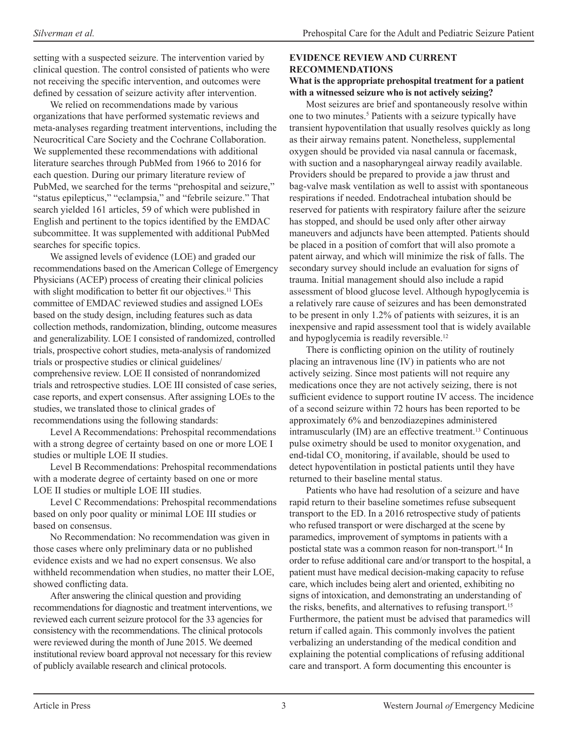setting with a suspected seizure. The intervention varied by clinical question. The control consisted of patients who were not receiving the specific intervention, and outcomes were defined by cessation of seizure activity after intervention.

We relied on recommendations made by various organizations that have performed systematic reviews and meta-analyses regarding treatment interventions, including the Neurocritical Care Society and the Cochrane Collaboration. We supplemented these recommendations with additional literature searches through PubMed from 1966 to 2016 for each question. During our primary literature review of PubMed, we searched for the terms "prehospital and seizure," "status epilepticus," "eclampsia," and "febrile seizure." That search yielded 161 articles, 59 of which were published in English and pertinent to the topics identified by the EMDAC subcommittee. It was supplemented with additional PubMed searches for specific topics.

We assigned levels of evidence (LOE) and graded our recommendations based on the American College of Emergency Physicians (ACEP) process of creating their clinical policies with slight modification to better fit our objectives.[11] This committee of EMDAC reviewed studies and assigned LOEs based on the study design, including features such as data collection methods, randomization, blinding, outcome measures and generalizability. LOE I consisted of randomized, controlled trials, prospective cohort studies, meta-analysis of randomized trials or prospective studies or clinical guidelines/comprehensive review. LOE II consisted of nonrandomized trials and retrospective studies. LOE III consisted of case series, case reports, and expert consensus. After assigning LOEs to the studies, we translated those to clinical grades of recommendations using the following standards:

Level A Recommendations: Prehospital recommendations with a strong degree of certainty based on one or more LOE I studies or multiple LOE II studies.

Level B Recommendations: Prehospital recommendations with a moderate degree of certainty based on one or more LOE II studies or multiple LOE III studies.

Level C Recommendations: Prehospital recommendations based on only poor quality or minimal LOE III studies or based on consensus.

No Recommendation: No recommendation was given in those cases where only preliminary data or no published evidence exists and we had no expert consensus. We also withheld recommendation when studies, no matter their LOE, showed conflicting data.

After answering the clinical question and providing recommendations for diagnostic and treatment interventions, we reviewed each current seizure protocol for the 33 agencies for consistency with the recommendations. The clinical protocols were reviewed during the month of June 2015. We deemed institutional review board approval not necessary for this review of publicly available research and clinical protocols.

## EVIDENCE REVIEW AND CURRENT RECOMMENDATIONS

**What is the appropriate prehospital treatment for a patient with a witnessed seizure who is not actively seizing?**

Most seizures are brief and spontaneously resolve within one to two minutes.[5] Patients with a seizure typically have transient hypoventilation that usually resolves quickly as long as their airway remains patent. Nonetheless, supplemental oxygen should be provided via nasal cannula or facemask, with suction and a nasopharyngeal airway readily available. Providers should be prepared to provide a jaw thrust and bag-valve mask ventilation as well to assist with spontaneous respirations if needed. Endotracheal intubation should be reserved for patients with respiratory failure after the seizure has stopped, and should be used only after other airway maneuvers and adjuncts have been attempted. Patients should be placed in a position of comfort that will also promote a patent airway, and which will minimize the risk of falls. The secondary survey should include an evaluation for signs of trauma. Initial management should also include a rapid assessment of blood glucose level. Although hypoglycemia is a relatively rare cause of seizures and has been demonstrated to be present in only 1.2% of patients with seizures, it is an inexpensive and rapid assessment tool that is widely available and hypoglycemia is readily reversible.[12]

There is conflicting opinion on the utility of routinely placing an intravenous line (IV) in patients who are not actively seizing. Since most patients will not require any medications once they are not actively seizing, there is not sufficient evidence to support routine IV access. The incidence of a second seizure within 72 hours has been reported to be approximately 6% and benzodiazepines administered intramuscularly (IM) are an effective treatment.[13] Continuous pulse oximetry should be used to monitor oxygenation, and end-tidal $CO_2$ monitoring, if available, should be used to detect hypoventilation in postictal patients until they have returned to their baseline mental status.

Patients who have had resolution of a seizure and have rapid return to their baseline sometimes refuse subsequent transport to the ED. In a 2016 retrospective study of patients who refused transport or were discharged at the scene by paramedics, improvement of symptoms in patients with a postictal state was a common reason for non-transport.[14] In order to refuse additional care and/or transport to the hospital, a patient must have medical decision-making capacity to refuse care, which includes being alert and oriented, exhibiting no signs of intoxication, and demonstrating an understanding of the risks, benefits, and alternatives to refusing transport.[15] Furthermore, the patient must be advised that paramedics will return if called again. This commonly involves the patient verbalizing an understanding of the medical condition and explaining the potential complications of refusing additional care and transport. A form documenting this encounter is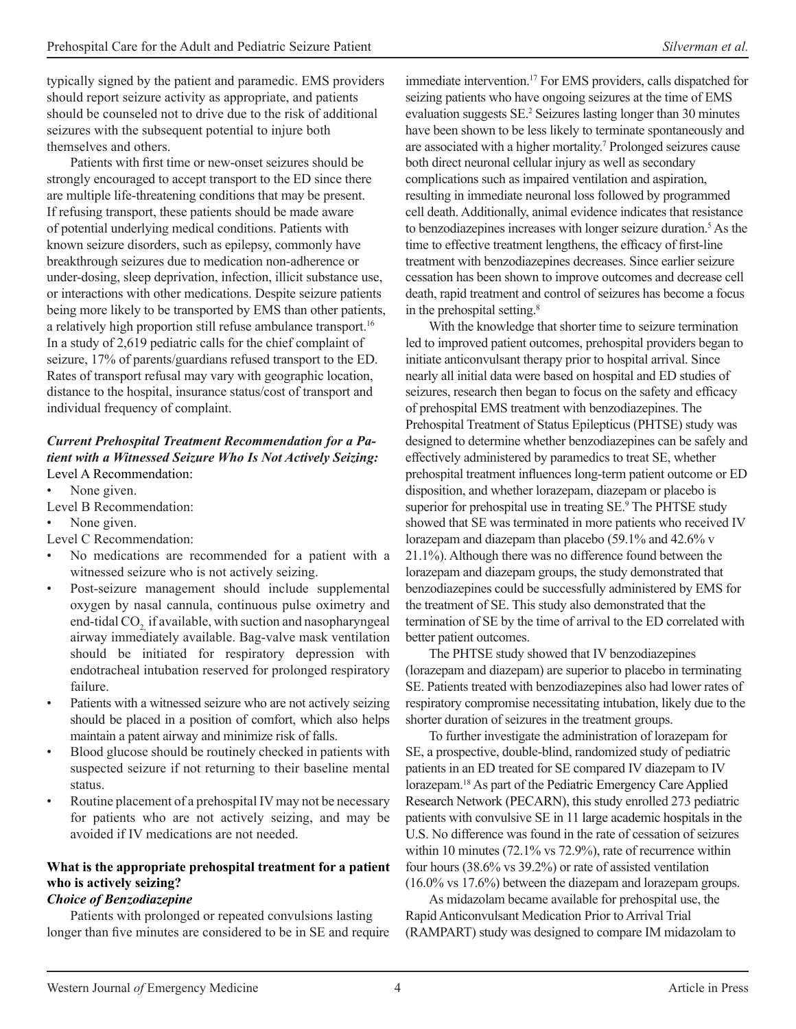typically signed by the patient and paramedic. EMS providers should report seizure activity as appropriate, and patients should be counseled not to drive due to the risk of additional seizures with the subsequent potential to injure both themselves and others.

Patients with first time or new-onset seizures should be strongly encouraged to accept transport to the ED since there are multiple life-threatening conditions that may be present. If refusing transport, these patients should be made aware of potential underlying medical conditions. Patients with known seizure disorders, such as epilepsy, commonly have breakthrough seizures due to medication non-adherence or under-dosing, sleep deprivation, infection, illicit substance use, or interactions with other medications. Despite seizure patients being more likely to be transported by EMS than other patients, a relatively high proportion still refuse ambulance transport.[16] In a study of 2,619 pediatric calls for the chief complaint of seizure, 17% of parents/guardians refused transport to the ED. Rates of transport refusal may vary with geographic location, distance to the hospital, insurance status/cost of transport and individual frequency of complaint.

***Current Prehospital Treatment Recommendation for a Patient with a Witnessed Seizure Who Is Not Actively Seizing:***

Level A Recommendation:

- None given.

Level B Recommendation:

- None given.

Level C Recommendation:

- No medications are recommended for a patient with a witnessed seizure who is not actively seizing.
- Post-seizure management should include supplemental oxygen by nasal cannula, continuous pulse oximetry and end-tidal $CO_2$, if available, with suction and nasopharyngeal airway immediately available. Bag-valve mask ventilation should be initiated for respiratory depression with endotracheal intubation reserved for prolonged respiratory failure.
- Patients with a witnessed seizure who are not actively seizing should be placed in a position of comfort, which also helps maintain a patent airway and minimize risk of falls.
- Blood glucose should be routinely checked in patients with suspected seizure if not returning to their baseline mental status.
- Routine placement of a prehospital IV may not be necessary for patients who are not actively seizing, and may be avoided if IV medications are not needed.

**What is the appropriate prehospital treatment for a patient who is actively seizing?**

***Choice of Benzodiazepine***

Patients with prolonged or repeated convulsions lasting longer than five minutes are considered to be in SE and require immediate intervention.[17] For EMS providers, calls dispatched for seizing patients who have ongoing seizures at the time of EMS evaluation suggests SE.[2] Seizures lasting longer than 30 minutes have been shown to be less likely to terminate spontaneously and are associated with a higher mortality.[7] Prolonged seizures cause both direct neuronal cellular injury as well as secondary complications such as impaired ventilation and aspiration, resulting in immediate neuronal loss followed by programmed cell death. Additionally, animal evidence indicates that resistance to benzodiazepines increases with longer seizure duration.[5] As the time to effective treatment lengthens, the efficacy of first-line treatment with benzodiazepines decreases. Since earlier seizure cessation has been shown to improve outcomes and decrease cell death, rapid treatment and control of seizures has become a focus in the prehospital setting.[8]

With the knowledge that shorter time to seizure termination led to improved patient outcomes, prehospital providers began to initiate anticonvulsant therapy prior to hospital arrival. Since nearly all initial data were based on hospital and ED studies of seizures, research then began to focus on the safety and efficacy of prehospital EMS treatment with benzodiazepines. The Prehospital Treatment of Status Epilepticus (PHTSE) study was designed to determine whether benzodiazepines can be safely and effectively administered by paramedics to treat SE, whether prehospital treatment influences long-term patient outcome or ED disposition, and whether lorazepam, diazepam or placebo is superior for prehospital use in treating SE.[9] The PHTSE study showed that SE was terminated in more patients who received IV lorazepam and diazepam than placebo (59.1% and 42.6% v 21.1%). Although there was no difference found between the lorazepam and diazepam groups, the study demonstrated that benzodiazepines could be successfully administered by EMS for the treatment of SE. This study also demonstrated that the termination of SE by the time of arrival to the ED correlated with better patient outcomes.

The PHTSE study showed that IV benzodiazepines (lorazepam and diazepam) are superior to placebo in terminating SE. Patients treated with benzodiazepines also had lower rates of respiratory compromise necessitating intubation, likely due to the shorter duration of seizures in the treatment groups.

To further investigate the administration of lorazepam for SE, a prospective, double-blind, randomized study of pediatric patients in an ED treated for SE compared IV diazepam to IV lorazepam.[18] As part of the Pediatric Emergency Care Applied Research Network (PECARN), this study enrolled 273 pediatric patients with convulsive SE in 11 large academic hospitals in the U.S. No difference was found in the rate of cessation of seizures within 10 minutes (72.1% vs 72.9%), rate of recurrence within four hours (38.6% vs 39.2%) or rate of assisted ventilation (16.0% vs 17.6%) between the diazepam and lorazepam groups.

As midazolam became available for prehospital use, the Rapid Anticonvulsant Medication Prior to Arrival Trial (RAMPART) study was designed to compare IM midazolam to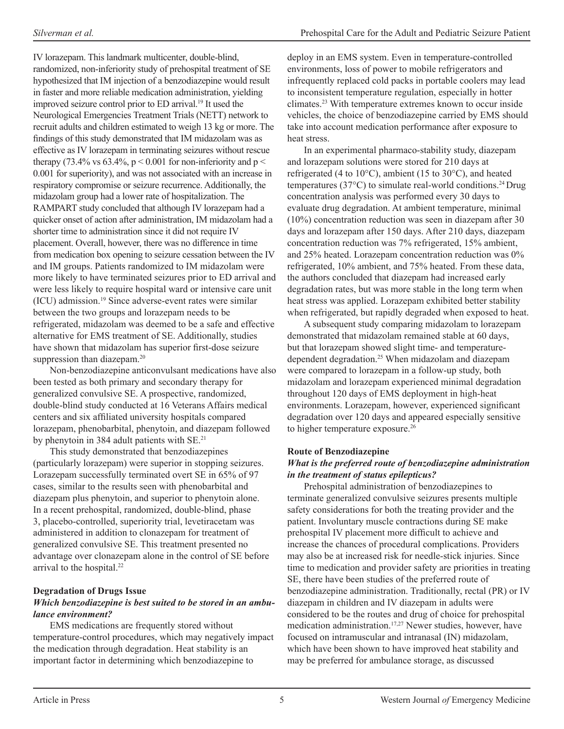IV lorazepam. This landmark multicenter, double-blind, randomized, non-inferiority study of prehospital treatment of SE hypothesized that IM injection of a benzodiazepine would result in faster and more reliable medication administration, yielding improved seizure control prior to ED arrival.[19] It used the Neurological Emergencies Treatment Trials (NETT) network to recruit adults and children estimated to weigh 13 kg or more. The findings of this study demonstrated that IM midazolam was as effective as IV lorazepam in terminating seizures without rescue therapy (73.4% vs 63.4%, $p < 0.001$ for non-inferiority and $p < 0.001$ for superiority), and was not associated with an increase in respiratory compromise or seizure recurrence. Additionally, the midazolam group had a lower rate of hospitalization. The RAMPART study concluded that although IV lorazepam had a quicker onset of action after administration, IM midazolam had a shorter time to administration since it did not require IV placement. Overall, however, there was no difference in time from medication box opening to seizure cessation between the IV and IM groups. Patients randomized to IM midazolam were more likely to have terminated seizures prior to ED arrival and were less likely to require hospital ward or intensive care unit (ICU) admission.[19] Since adverse-event rates were similar between the two groups and lorazepam needs to be refrigerated, midazolam was deemed to be a safe and effective alternative for EMS treatment of SE. Additionally, studies have shown that midazolam has superior first-dose seizure suppression than diazepam.[20]

Non-benzodiazepine anticonvulsant medications have also been tested as both primary and secondary therapy for generalized convulsive SE. A prospective, randomized, double-blind study conducted at 16 Veterans Affairs medical centers and six affiliated university hospitals compared lorazepam, phenobarbital, phenytoin, and diazepam followed by phenytoin in 384 adult patients with SE.[21]

This study demonstrated that benzodiazepines (particularly lorazepam) were superior in stopping seizures. Lorazepam successfully terminated overt SE in 65% of 97 cases, similar to the results seen with phenobarbital and diazepam plus phenytoin, and superior to phenytoin alone. In a recent prehospital, randomized, double-blind, phase 3, placebo-controlled, superiority trial, levetiracetam was administered in addition to clonazepam for treatment of generalized convulsive SE. This treatment presented no advantage over clonazepam alone in the control of SE before arrival to the hospital.[22]

**Degradation of Drugs Issue**

***Which benzodiazepine is best suited to be stored in an ambulance environment?***

EMS medications are frequently stored without temperature-control procedures, which may negatively impact the medication through degradation. Heat stability is an important factor in determining which benzodiazepine to deploy in an EMS system. Even in temperature-controlled environments, loss of power to mobile refrigerators and infrequently replaced cold packs in portable coolers may lead to inconsistent temperature regulation, especially in hotter climates.[23] With temperature extremes known to occur inside vehicles, the choice of benzodiazepine carried by EMS should take into account medication performance after exposure to heat stress.

In an experimental pharmaco-stability study, diazepam and lorazepam solutions were stored for 210 days at refrigerated (4 to 10°C), ambient (15 to 30°C), and heated temperatures (37°C) to simulate real-world conditions.[24] Drug concentration analysis was performed every 30 days to evaluate drug degradation. At ambient temperature, minimal (10%) concentration reduction was seen in diazepam after 30 days and lorazepam after 150 days. After 210 days, diazepam concentration reduction was 7% refrigerated, 15% ambient, and 25% heated. Lorazepam concentration reduction was 0% refrigerated, 10% ambient, and 75% heated. From these data, the authors concluded that diazepam had increased early degradation rates, but was more stable in the long term when heat stress was applied. Lorazepam exhibited better stability when refrigerated, but rapidly degraded when exposed to heat.

A subsequent study comparing midazolam to lorazepam demonstrated that midazolam remained stable at 60 days, but that lorazepam showed slight time- and temperature-dependent degradation.[25] When midazolam and diazepam were compared to lorazepam in a follow-up study, both midazolam and lorazepam experienced minimal degradation throughout 120 days of EMS deployment in high-heat environments. Lorazepam, however, experienced significant degradation over 120 days and appeared especially sensitive to higher temperature exposure.[26]

**Route of Benzodiazepine**

***What is the preferred route of benzodiazepine administration in the treatment of status epilepticus?***

Prehospital administration of benzodiazepines to terminate generalized convulsive seizures presents multiple safety considerations for both the treating provider and the patient. Involuntary muscle contractions during SE make prehospital IV placement more difficult to achieve and increase the chances of procedural complications. Providers may also be at increased risk for needle-stick injuries. Since time to medication and provider safety are priorities in treating SE, there have been studies of the preferred route of benzodiazepine administration. Traditionally, rectal (PR) or IV diazepam in children and IV diazepam in adults were considered to be the routes and drug of choice for prehospital medication administration.[17,27] Newer studies, however, have focused on intramuscular and intranasal (IN) midazolam, which have been shown to have improved heat stability and may be preferred for ambulance storage, as discussed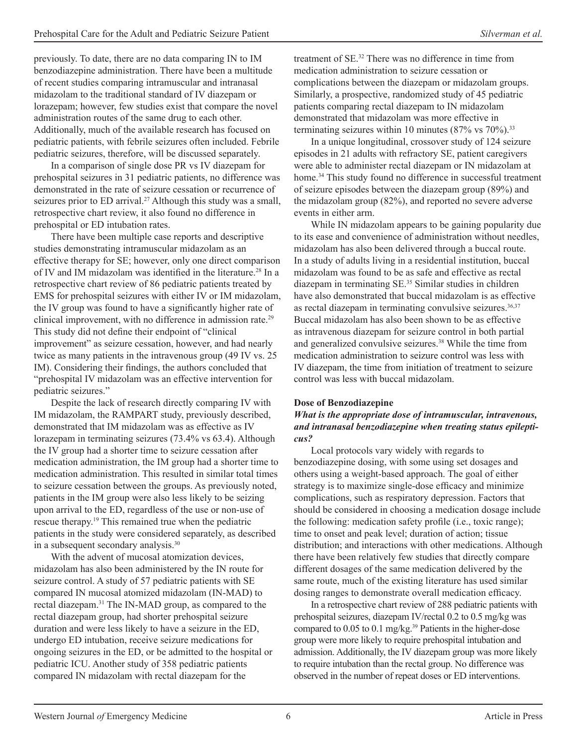previously. To date, there are no data comparing IN to IM benzodiazepine administration. There have been a multitude of recent studies comparing intramuscular and intranasal midazolam to the traditional standard of IV diazepam or lorazepam; however, few studies exist that compare the novel administration routes of the same drug to each other. Additionally, much of the available research has focused on pediatric patients, with febrile seizures often included. Febrile pediatric seizures, therefore, will be discussed separately.

In a comparison of single dose PR vs IV diazepam for prehospital seizures in 31 pediatric patients, no difference was demonstrated in the rate of seizure cessation or recurrence of seizures prior to ED arrival.[27] Although this study was a small, retrospective chart review, it also found no difference in prehospital or ED intubation rates.

There have been multiple case reports and descriptive studies demonstrating intramuscular midazolam as an effective therapy for SE; however, only one direct comparison of IV and IM midazolam was identified in the literature.[28] In a retrospective chart review of 86 pediatric patients treated by EMS for prehospital seizures with either IV or IM midazolam, the IV group was found to have a significantly higher rate of clinical improvement, with no difference in admission rate.[29] This study did not define their endpoint of "clinical improvement" as seizure cessation, however, and had nearly twice as many patients in the intravenous group (49 IV vs. 25 IM). Considering their findings, the authors concluded that "prehospital IV midazolam was an effective intervention for pediatric seizures."

Despite the lack of research directly comparing IV with IM midazolam, the RAMPART study, previously described, demonstrated that IM midazolam was as effective as IV lorazepam in terminating seizures (73.4% vs 63.4). Although the IV group had a shorter time to seizure cessation after medication administration, the IM group had a shorter time to medication administration. This resulted in similar total times to seizure cessation between the groups. As previously noted, patients in the IM group were also less likely to be seizing upon arrival to the ED, regardless of the use or non-use of rescue therapy.[19] This remained true when the pediatric patients in the study were considered separately, as described in a subsequent secondary analysis.[30]

With the advent of mucosal atomization devices, midazolam has also been administered by the IN route for seizure control. A study of 57 pediatric patients with SE compared IN mucosal atomized midazolam (IN-MAD) to rectal diazepam.[31] The IN-MAD group, as compared to the rectal diazepam group, had shorter prehospital seizure duration and were less likely to have a seizure in the ED, undergo ED intubation, receive seizure medications for ongoing seizures in the ED, or be admitted to the hospital or pediatric ICU. Another study of 358 pediatric patients compared IN midazolam with rectal diazepam for the treatment of SE.[32] There was no difference in time from medication administration to seizure cessation or complications between the diazepam or midazolam groups. Similarly, a prospective, randomized study of 45 pediatric patients comparing rectal diazepam to IN midazolam demonstrated that midazolam was more effective in terminating seizures within 10 minutes (87% vs 70%).[33]

In a unique longitudinal, crossover study of 124 seizure episodes in 21 adults with refractory SE, patient caregivers were able to administer rectal diazepam or IN midazolam at home.[34] This study found no difference in successful treatment of seizure episodes between the diazepam group (89%) and the midazolam group (82%), and reported no severe adverse events in either arm.

While IN midazolam appears to be gaining popularity due to its ease and convenience of administration without needles, midazolam has also been delivered through a buccal route. In a study of adults living in a residential institution, buccal midazolam was found to be as safe and effective as rectal diazepam in terminating SE.[35] Similar studies in children have also demonstrated that buccal midazolam is as effective as rectal diazepam in terminating convulsive seizures.[36,37] Buccal midazolam has also been shown to be as effective as intravenous diazepam for seizure control in both partial and generalized convulsive seizures.[38] While the time from medication administration to seizure control was less with IV diazepam, the time from initiation of treatment to seizure control was less with buccal midazolam.

**Dose of Benzodiazepine**

***What is the appropriate dose of intramuscular, intravenous, and intranasal benzodiazepine when treating status epilepticus?***

Local protocols vary widely with regards to benzodiazepine dosing, with some using set dosages and others using a weight-based approach. The goal of either strategy is to maximize single-dose efficacy and minimize complications, such as respiratory depression. Factors that should be considered in choosing a medication dosage include the following: medication safety profile (i.e., toxic range); time to onset and peak level; duration of action; tissue distribution; and interactions with other medications. Although there have been relatively few studies that directly compare different dosages of the same medication delivered by the same route, much of the existing literature has used similar dosing ranges to demonstrate overall medication efficacy.

In a retrospective chart review of 288 pediatric patients with prehospital seizures, diazepam IV/rectal 0.2 to 0.5 mg/kg was compared to 0.05 to 0.1 mg/kg.[39] Patients in the higher-dose group were more likely to require prehospital intubation and admission. Additionally, the IV diazepam group was more likely to require intubation than the rectal group. No difference was observed in the number of repeat doses or ED interventions.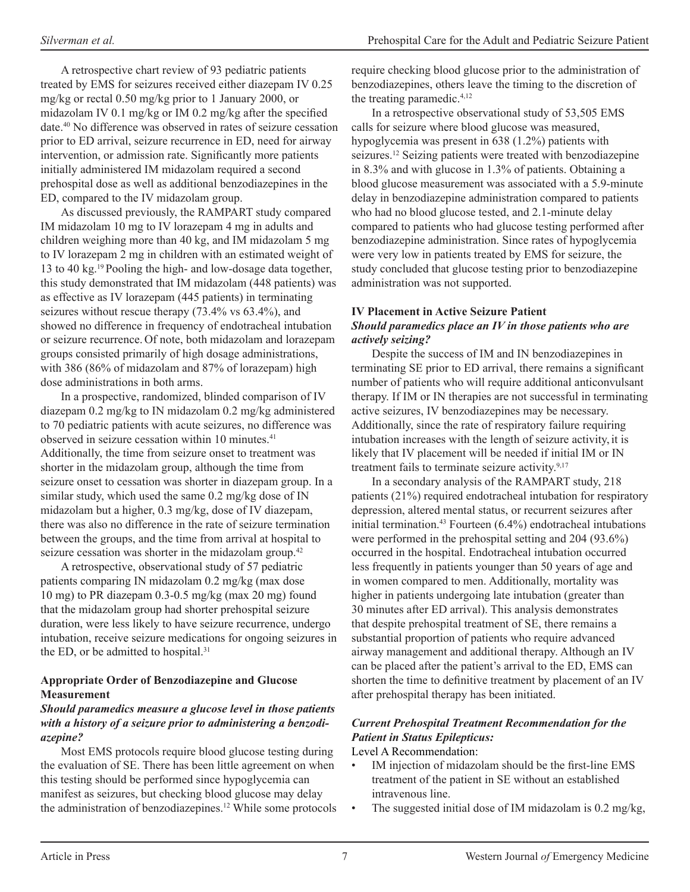A retrospective chart review of 93 pediatric patients treated by EMS for seizures received either diazepam IV 0.25 mg/kg or rectal 0.50 mg/kg prior to 1 January 2000, or midazolam IV 0.1 mg/kg or IM 0.2 mg/kg after the specified date.[40] No difference was observed in rates of seizure cessation prior to ED arrival, seizure recurrence in ED, need for airway intervention, or admission rate. Significantly more patients initially administered IM midazolam required a second prehospital dose as well as additional benzodiazepines in the ED, compared to the IV midazolam group.

As discussed previously, the RAMPART study compared IM midazolam 10 mg to IV lorazepam 4 mg in adults and children weighing more than 40 kg, and IM midazolam 5 mg to IV lorazepam 2 mg in children with an estimated weight of 13 to 40 kg.[19] Pooling the high- and low-dosage data together, this study demonstrated that IM midazolam (448 patients) was as effective as IV lorazepam (445 patients) in terminating seizures without rescue therapy (73.4% vs 63.4%), and showed no difference in frequency of endotracheal intubation or seizure recurrence. Of note, both midazolam and lorazepam groups consisted primarily of high dosage administrations, with 386 (86% of midazolam and 87% of lorazepam) high dose administrations in both arms.

In a prospective, randomized, blinded comparison of IV diazepam 0.2 mg/kg to IN midazolam 0.2 mg/kg administered to 70 pediatric patients with acute seizures, no difference was observed in seizure cessation within 10 minutes.[41] Additionally, the time from seizure onset to treatment was shorter in the midazolam group, although the time from seizure onset to cessation was shorter in diazepam group. In a similar study, which used the same 0.2 mg/kg dose of IN midazolam but a higher, 0.3 mg/kg, dose of IV diazepam, there was also no difference in the rate of seizure termination between the groups, and the time from arrival at hospital to seizure cessation was shorter in the midazolam group.[42]

A retrospective, observational study of 57 pediatric patients comparing IN midazolam 0.2 mg/kg (max dose 10 mg) to PR diazepam 0.3-0.5 mg/kg (max 20 mg) found that the midazolam group had shorter prehospital seizure duration, were less likely to have seizure recurrence, undergo intubation, receive seizure medications for ongoing seizures in the ED, or be admitted to hospital.[31]

**Appropriate Order of Benzodiazepine and Glucose Measurement**

***Should paramedics measure a glucose level in those patients with a history of a seizure prior to administering a benzodiazepine?***

Most EMS protocols require blood glucose testing during the evaluation of SE. There has been little agreement on when this testing should be performed since hypoglycemia can manifest as seizures, but checking blood glucose may delay the administration of benzodiazepines.[12] While some protocols require checking blood glucose prior to the administration of benzodiazepines, others leave the timing to the discretion of the treating paramedic.[4,12]

In a retrospective observational study of 53,505 EMS calls for seizure where blood glucose was measured, hypoglycemia was present in 638 (1.2%) patients with seizures.[12] Seizing patients were treated with benzodiazepine in 8.3% and with glucose in 1.3% of patients. Obtaining a blood glucose measurement was associated with a 5.9-minute delay in benzodiazepine administration compared to patients who had no blood glucose tested, and 2.1-minute delay compared to patients who had glucose testing performed after benzodiazepine administration. Since rates of hypoglycemia were very low in patients treated by EMS for seizure, the study concluded that glucose testing prior to benzodiazepine administration was not supported.

**IV Placement in Active Seizure Patient**

***Should paramedics place an IV in those patients who are actively seizing?***

Despite the success of IM and IN benzodiazepines in terminating SE prior to ED arrival, there remains a significant number of patients who will require additional anticonvulsant therapy. If IM or IN therapies are not successful in terminating active seizures, IV benzodiazepines may be necessary. Additionally, since the rate of respiratory failure requiring intubation increases with the length of seizure activity, it is likely that IV placement will be needed if initial IM or IN treatment fails to terminate seizure activity.[9,17]

In a secondary analysis of the RAMPART study, 218 patients (21%) required endotracheal intubation for respiratory depression, altered mental status, or recurrent seizures after initial termination.[43] Fourteen (6.4%) endotracheal intubations were performed in the prehospital setting and 204 (93.6%) occurred in the hospital. Endotracheal intubation occurred less frequently in patients younger than 50 years of age and in women compared to men. Additionally, mortality was higher in patients undergoing late intubation (greater than 30 minutes after ED arrival). This analysis demonstrates that despite prehospital treatment of SE, there remains a substantial proportion of patients who require advanced airway management and additional therapy. Although an IV can be placed after the patient's arrival to the ED, EMS can shorten the time to definitive treatment by placement of an IV after prehospital therapy has been initiated.

***Current Prehospital Treatment Recommendation for the Patient in Status Epilepticus:***

Level A Recommendation:

- IM injection of midazolam should be the first-line EMS treatment of the patient in SE without an established intravenous line.
- The suggested initial dose of IM midazolam is 0.2 mg/kg,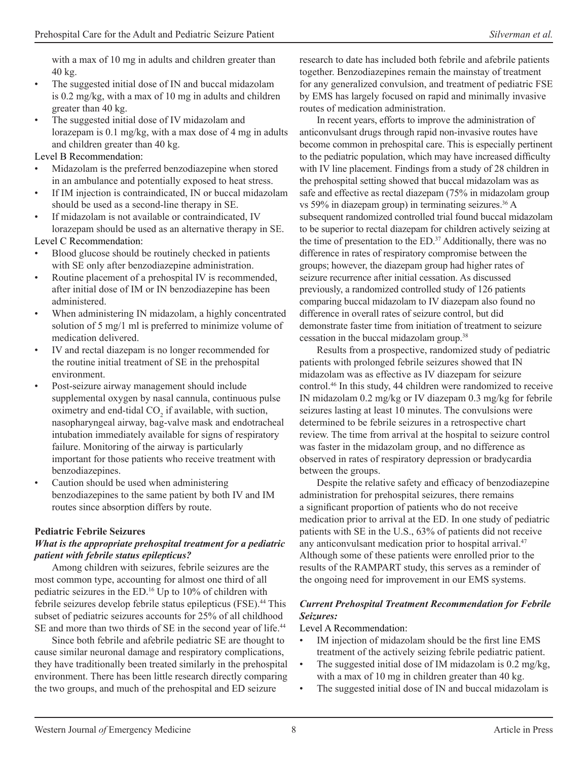with a max of 10 mg in adults and children greater than 40 kg.

- The suggested initial dose of IN and buccal midazolam is 0.2 mg/kg, with a max of 10 mg in adults and children greater than 40 kg.
- The suggested initial dose of IV midazolam and lorazepam is 0.1 mg/kg, with a max dose of 4 mg in adults and children greater than 40 kg.

Level B Recommendation:

- Midazolam is the preferred benzodiazepine when stored in an ambulance and potentially exposed to heat stress.
- If IM injection is contraindicated, IN or buccal midazolam should be used as a second-line therapy in SE.
- If midazolam is not available or contraindicated, IV lorazepam should be used as an alternative therapy in SE.

Level C Recommendation:

- Blood glucose should be routinely checked in patients with SE only after benzodiazepine administration.
- Routine placement of a prehospital IV is recommended, after initial dose of IM or IN benzodiazepine has been administered.
- When administering IN midazolam, a highly concentrated solution of 5 mg/1 ml is preferred to minimize volume of medication delivered.
- IV and rectal diazepam is no longer recommended for the routine initial treatment of SE in the prehospital environment.
- Post-seizure airway management should include supplemental oxygen by nasal cannula, continuous pulse oximetry and end-tidal $CO_2$ if available, with suction, nasopharyngeal airway, bag-valve mask and endotracheal intubation immediately available for signs of respiratory failure. Monitoring of the airway is particularly important for those patients who receive treatment with benzodiazepines.
- Caution should be used when administering benzodiazepines to the same patient by both IV and IM routes since absorption differs by route.

## Pediatric Febrile Seizures

### *What is the appropriate prehospital treatment for a pediatric patient with febrile status epilepticus?*

Among children with seizures, febrile seizures are the most common type, accounting for almost one third of all pediatric seizures in the ED.[16] Up to 10% of children with febrile seizures develop febrile status epilepticus (FSE).[44] This subset of pediatric seizures accounts for 25% of all childhood SE and more than two thirds of SE in the second year of life.[44]

Since both febrile and afebrile pediatric SE are thought to cause similar neuronal damage and respiratory complications, they have traditionally been treated similarly in the prehospital environment. There has been little research directly comparing the two groups, and much of the prehospital and ED seizure research to date has included both febrile and afebrile patients together. Benzodiazepines remain the mainstay of treatment for any generalized convulsion, and treatment of pediatric FSE by EMS has largely focused on rapid and minimally invasive routes of medication administration.

In recent years, efforts to improve the administration of anticonvulsant drugs through rapid non-invasive routes have become common in prehospital care. This is especially pertinent to the pediatric population, which may have increased difficulty with IV line placement. Findings from a study of 28 children in the prehospital setting showed that buccal midazolam was as safe and effective as rectal diazepam (75% in midazolam group vs 59% in diazepam group) in terminating seizures.[36] A subsequent randomized controlled trial found buccal midazolam to be superior to rectal diazepam for children actively seizing at the time of presentation to the ED.[37] Additionally, there was no difference in rates of respiratory compromise between the groups; however, the diazepam group had higher rates of seizure recurrence after initial cessation. As discussed previously, a randomized controlled study of 126 patients comparing buccal midazolam to IV diazepam also found no difference in overall rates of seizure control, but did demonstrate faster time from initiation of treatment to seizure cessation in the buccal midazolam group.[38]

Results from a prospective, randomized study of pediatric patients with prolonged febrile seizures showed that IN midazolam was as effective as IV diazepam for seizure control.[46] In this study, 44 children were randomized to receive IN midazolam 0.2 mg/kg or IV diazepam 0.3 mg/kg for febrile seizures lasting at least 10 minutes. The convulsions were determined to be febrile seizures in a retrospective chart review. The time from arrival at the hospital to seizure control was faster in the midazolam group, and no difference as observed in rates of respiratory depression or bradycardia between the groups.

Despite the relative safety and efficacy of benzodiazepine administration for prehospital seizures, there remains a significant proportion of patients who do not receive medication prior to arrival at the ED. In one study of pediatric patients with SE in the U.S., 63% of patients did not receive any anticonvulsant medication prior to hospital arrival.[47] Although some of these patients were enrolled prior to the results of the RAMPART study, this serves as a reminder of the ongoing need for improvement in our EMS systems.

### *Current Prehospital Treatment Recommendation for Febrile Seizures:*

Level A Recommendation:

- IM injection of midazolam should be the first line EMS treatment of the actively seizing febrile pediatric patient.
- The suggested initial dose of IM midazolam is 0.2 mg/kg, with a max of 10 mg in children greater than 40 kg.
- The suggested initial dose of IN and buccal midazolam is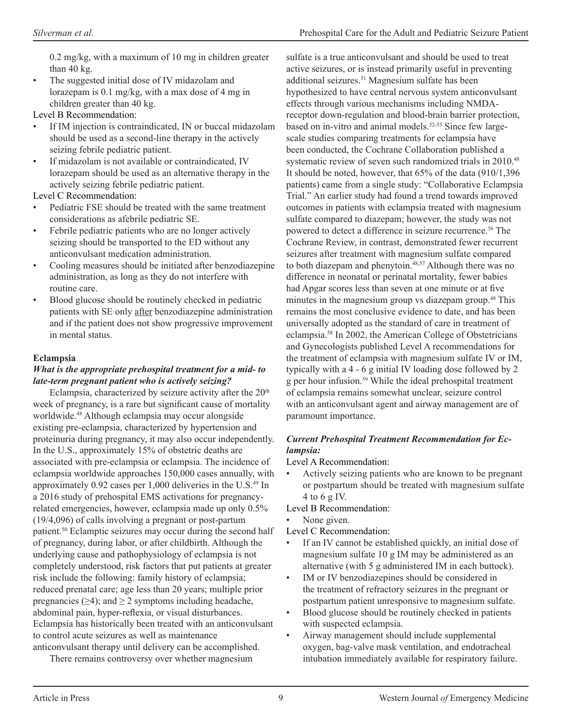0.2 mg/kg, with a maximum of 10 mg in children greater than 40 kg.
- The suggested initial dose of IV midazolam and lorazepam is 0.1 mg/kg, with a max dose of 4 mg in children greater than 40 kg.

Level B Recommendation:

- If IM injection is contraindicated, IN or buccal midazolam should be used as a second-line therapy in the actively seizing febrile pediatric patient.
- If midazolam is not available or contraindicated, IV lorazepam should be used as an alternative therapy in the actively seizing febrile pediatric patient.

Level C Recommendation:

- Pediatric FSE should be treated with the same treatment considerations as afebrile pediatric SE.
- Febrile pediatric patients who are no longer actively seizing should be transported to the ED without any anticonvulsant medication administration.
- Cooling measures should be initiated after benzodiazepine administration, as long as they do not interfere with routine care.
- Blood glucose should be routinely checked in pediatric patients with SE only after benzodiazepine administration and if the patient does not show progressive improvement in mental status.

### Eclampsia

***What is the appropriate prehospital treatment for a mid- to late-term pregnant patient who is actively seizing?***

Eclampsia, characterized by seizure activity after the 20th week of pregnancy, is a rare but significant cause of mortality worldwide.[48] Although eclampsia may occur alongside existing pre-eclampsia, characterized by hypertension and proteinuria during pregnancy, it may also occur independently. In the U.S., approximately 15% of obstetric deaths are associated with pre-eclampsia or eclampsia. The incidence of eclampsia worldwide approaches 150,000 cases annually, with approximately 0.92 cases per 1,000 deliveries in the U.S.[49] In a 2016 study of prehospital EMS activations for pregnancy-related emergencies, however, eclampsia made up only 0.5% (19/4,096) of calls involving a pregnant or post-partum patient.[50] Eclamptic seizures may occur during the second half of pregnancy, during labor, or after childbirth. Although the underlying cause and pathophysiology of eclampsia is not completely understood, risk factors that put patients at greater risk include the following: family history of eclampsia; reduced prenatal care; age less than 20 years; multiple prior pregnancies (≥4); and ≥ 2 symptoms including headache, abdominal pain, hyper-reflexia, or visual disturbances. Eclampsia has historically been treated with an anticonvulsant to control acute seizures as well as maintenance anticonvulsant therapy until delivery can be accomplished.

There remains controversy over whether magnesium sulfate is a true anticonvulsant and should be used to treat active seizures, or is instead primarily useful in preventing additional seizures.[51] Magnesium sulfate has been hypothesized to have central nervous system anticonvulsant effects through various mechanisms including NMDA-receptor down-regulation and blood-brain barrier protection, based on in-vitro and animal models.[52-55] Since few large-scale studies comparing treatments for eclampsia have been conducted, the Cochrane Collaboration published a systematic review of seven such randomized trials in 2010.[48] It should be noted, however, that 65% of the data (910/1,396 patients) came from a single study: "Collaborative Eclampsia Trial." An earlier study had found a trend towards improved outcomes in patients with eclampsia treated with magnesium sulfate compared to diazepam; however, the study was not powered to detect a difference in seizure recurrence.[56] The Cochrane Review, in contrast, demonstrated fewer recurrent seizures after treatment with magnesium sulfate compared to both diazepam and phenytoin.[48,57] Although there was no difference in neonatal or perinatal mortality, fewer babies had Apgar scores less than seven at one minute or at five minutes in the magnesium group vs diazepam group.[48] This remains the most conclusive evidence to date, and has been universally adopted as the standard of care in treatment of eclampsia.[58] In 2002, the American College of Obstetricians and Gynecologists published Level A recommendations for the treatment of eclampsia with magnesium sulfate IV or IM, typically with a 4 - 6 g initial IV loading dose followed by 2 g per hour infusion.[59] While the ideal prehospital treatment of eclampsia remains somewhat unclear, seizure control with an anticonvulsant agent and airway management are of paramount importance.

***Current Prehospital Treatment Recommendation for Eclampsia:***

Level A Recommendation:

- Actively seizing patients who are known to be pregnant or postpartum should be treated with magnesium sulfate 4 to 6 g IV.

Level B Recommendation:

- None given.

Level C Recommendation:

- If an IV cannot be established quickly, an initial dose of magnesium sulfate 10 g IM may be administered as an alternative (with 5 g administered IM in each buttock).
- IM or IV benzodiazepines should be considered in the treatment of refractory seizures in the pregnant or postpartum patient unresponsive to magnesium sulfate.
- Blood glucose should be routinely checked in patients with suspected eclampsia.
- Airway management should include supplemental oxygen, bag-valve mask ventilation, and endotracheal intubation immediately available for respiratory failure.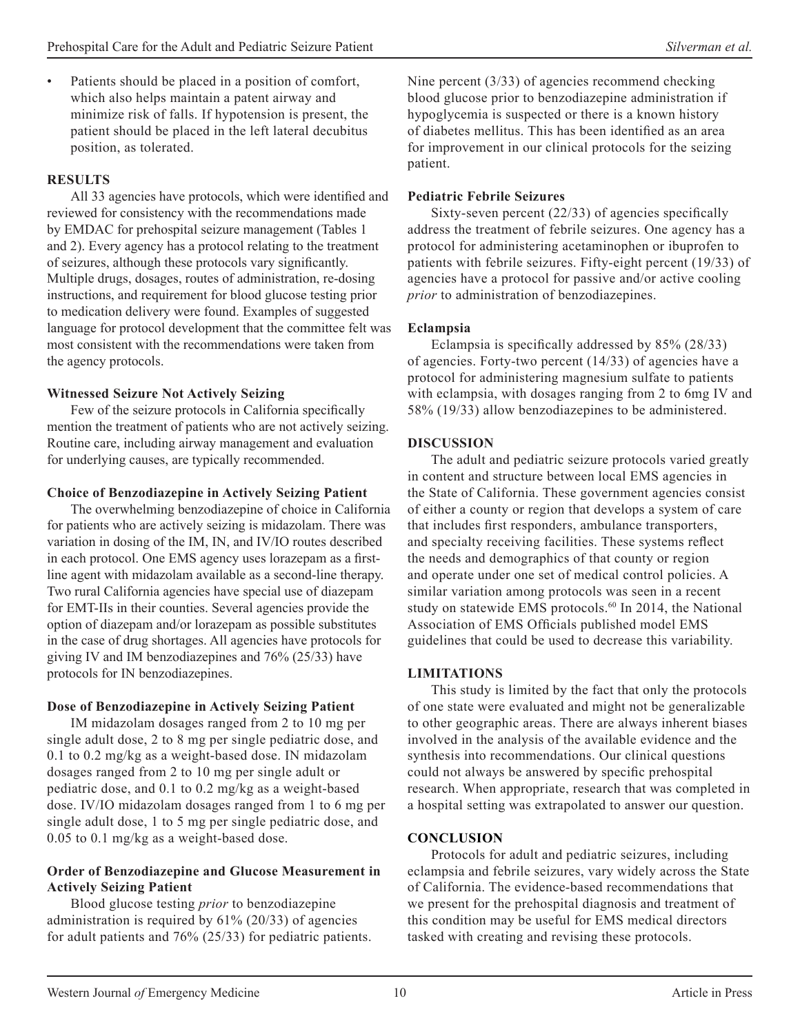- Patients should be placed in a position of comfort, which also helps maintain a patent airway and minimize risk of falls. If hypotension is present, the patient should be placed in the left lateral decubitus position, as tolerated.

## RESULTS

All 33 agencies have protocols, which were identified and reviewed for consistency with the recommendations made by EMDAC for prehospital seizure management (Tables 1 and 2). Every agency has a protocol relating to the treatment of seizures, although these protocols vary significantly. Multiple drugs, dosages, routes of administration, re-dosing instructions, and requirement for blood glucose testing prior to medication delivery were found. Examples of suggested language for protocol development that the committee felt was most consistent with the recommendations were taken from the agency protocols.

### Witnessed Seizure Not Actively Seizing

Few of the seizure protocols in California specifically mention the treatment of patients who are not actively seizing. Routine care, including airway management and evaluation for underlying causes, are typically recommended.

### Choice of Benzodiazepine in Actively Seizing Patient

The overwhelming benzodiazepine of choice in California for patients who are actively seizing is midazolam. There was variation in dosing of the IM, IN, and IV/IO routes described in each protocol. One EMS agency uses lorazepam as a first-line agent with midazolam available as a second-line therapy. Two rural California agencies have special use of diazepam for EMT-IIs in their counties. Several agencies provide the option of diazepam and/or lorazepam as possible substitutes in the case of drug shortages. All agencies have protocols for giving IV and IM benzodiazepines and 76% (25/33) have protocols for IN benzodiazepines.

### Dose of Benzodiazepine in Actively Seizing Patient

IM midazolam dosages ranged from 2 to 10 mg per single adult dose, 2 to 8 mg per single pediatric dose, and 0.1 to 0.2 mg/kg as a weight-based dose. IN midazolam dosages ranged from 2 to 10 mg per single adult or pediatric dose, and 0.1 to 0.2 mg/kg as a weight-based dose. IV/IO midazolam dosages ranged from 1 to 6 mg per single adult dose, 1 to 5 mg per single pediatric dose, and 0.05 to 0.1 mg/kg as a weight-based dose.

### Order of Benzodiazepine and Glucose Measurement in Actively Seizing Patient

Blood glucose testing *prior* to benzodiazepine administration is required by 61% (20/33) of agencies for adult patients and 76% (25/33) for pediatric patients. Nine percent (3/33) of agencies recommend checking blood glucose prior to benzodiazepine administration if hypoglycemia is suspected or there is a known history of diabetes mellitus. This has been identified as an area for improvement in our clinical protocols for the seizing patient.

### Pediatric Febrile Seizures

Sixty-seven percent (22/33) of agencies specifically address the treatment of febrile seizures. One agency has a protocol for administering acetaminophen or ibuprofen to patients with febrile seizures. Fifty-eight percent (19/33) of agencies have a protocol for passive and/or active cooling *prior* to administration of benzodiazepines.

### Eclampsia

Eclampsia is specifically addressed by 85% (28/33) of agencies. Forty-two percent (14/33) of agencies have a protocol for administering magnesium sulfate to patients with eclampsia, with dosages ranging from 2 to 6mg IV and 58% (19/33) allow benzodiazepines to be administered.

## DISCUSSION

The adult and pediatric seizure protocols varied greatly in content and structure between local EMS agencies in the State of California. These government agencies consist of either a county or region that develops a system of care that includes first responders, ambulance transporters, and specialty receiving facilities. These systems reflect the needs and demographics of that county or region and operate under one set of medical control policies. A similar variation among protocols was seen in a recent study on statewide EMS protocols.[60] In 2014, the National Association of EMS Officials published model EMS guidelines that could be used to decrease this variability.

## LIMITATIONS

This study is limited by the fact that only the protocols of one state were evaluated and might not be generalizable to other geographic areas. There are always inherent biases involved in the analysis of the available evidence and the synthesis into recommendations. Our clinical questions could not always be answered by specific prehospital research. When appropriate, research that was completed in a hospital setting was extrapolated to answer our question.

## CONCLUSION

Protocols for adult and pediatric seizures, including eclampsia and febrile seizures, vary widely across the State of California. The evidence-based recommendations that we present for the prehospital diagnosis and treatment of this condition may be useful for EMS medical directors tasked with creating and revising these protocols.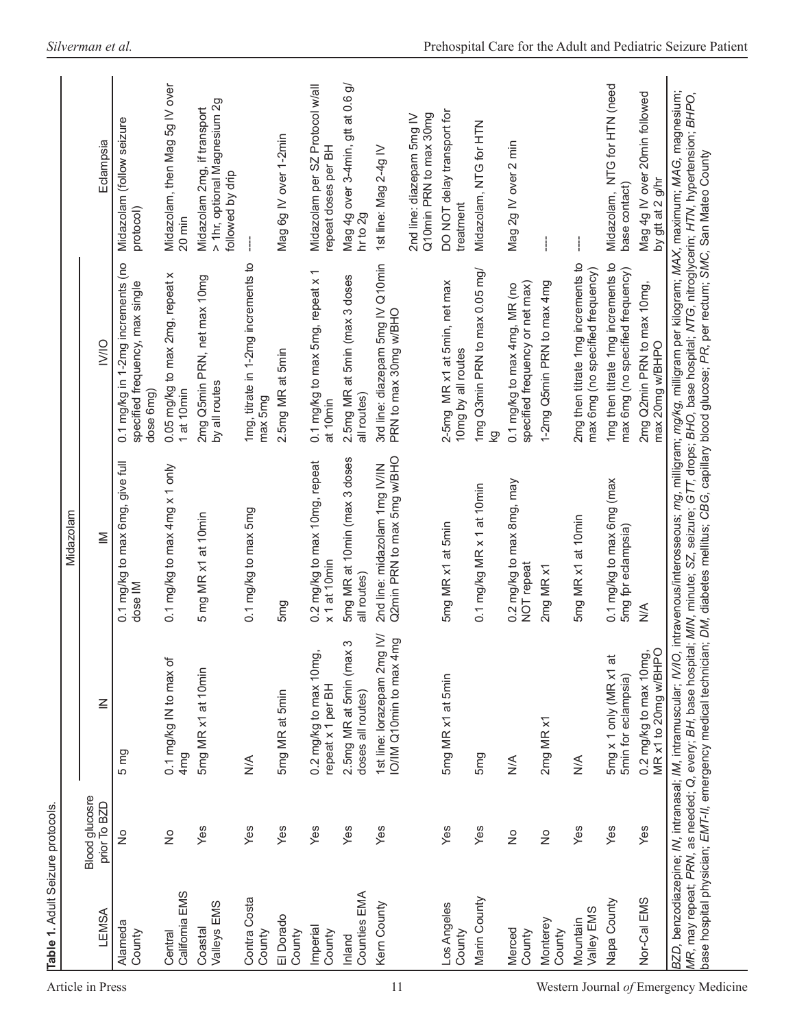**Table 1.** Adult Seizure protocols.

| LEMSA | Blood glucosre prior To BZD | Midazolam | | | Eclampsia |
|---|---|---|---|---|---|
| | | IN | IM | IV/IO | |
| Alameda County | No | 5 mg | 0.1 mg/kg to max 6mg, give full dose IM | 0.1 mg/kg in 1-2mg increments (no specified frequency, max single dose 6mg) | Midazolam (follow seizure protocol) |
| Central California EMS | No | 0.1 mg/kg IN to max of 4mg | 0.1 mg/kg to max 4mg x 1 only | 0.05 mg/kg to max 2mg, repeat x 1 at 10min | Midazolam, then Mag 5g IV over 20 min |
| Coastal Valleys EMS | Yes | 5mg MR x1 at 10min | 5 mg MR x1 at 10min | 2mg Q5min PRN, net max 10mg by all routes | Midazolam 2mg, if transport > 1hr, optional Magnesium 2g followed by drip |
| Contra Costa County | Yes | N/A | 0.1 mg/kg to max 5mg | 1mg, titrate in 1-2mg increments to max 5mg | --- |
| El Dorado County | Yes | 5mg MR at 5min | 5mg | 2.5mg MR at 5min | Mag 6g IV over 1-2min |
| Imperial County | Yes | 0.2 mg/kg to max 10mg, repeat x 1 per BH | 0.2 mg/kg to max 10mg, repeat x 1 at 10min | 0.1 mg/kg to max 5mg, repeat x 1 at 10min | Midazolam per SZ Protocol w/all repeat doses per BH |
| Inland Counties EMA | Yes | 2.5mg MR at 5min (max 3 doses all routes) | 5mg MR at 10min (max 3 doses all routes) | 2.5mg MR at 5min (max 3 doses all routes) | Mag 4g over 3-4min, gtt at 0.6 g/hr to 2g |
| Kern County | Yes | 1st line: lorazepam 2mg IV/IO/IM Q10min to max 4mg | 2nd line: midazolam 1mg IV/IN Q2min PRN to max 5mg w/BHO | 3rd line: diazepam 5mg IV Q10min PRN to max 30mg w/BHO | 1st line: Mag 2-4g IV<br><br>2nd line: diazepam 5mg IV Q10min PRN to max 30mg |
| Los Angeles County | Yes | 5mg MR x1 at 5min | 5mg MR x1 at 5min | 2-5mg MR x1 at 5min, net max 10mg by all routes | DO NOT delay transport for treatment |
| Marin County | Yes | 5mg | 0.1 mg/kg MR x 1 at 10min | 1mg Q3min PRN to max 0.05 mg/kg | Midazolam, NTG for HTN |
| Merced County | No | N/A | 0.2 mg/kg to max 8mg, may NOT repeat | 0.1 mg/kg to max 4mg, MR (no specified frequency or net max) | Mag 2g IV over 2 min |
| Monterey County | No | 2mg MR x1 | 2mg MR x1 | 1-2mg Q5min PRN to max 4mg | --- |
| Mountain Valley EMS | Yes | N/A | 5mg MR x1 at 10min | 2mg then titrate 1mg increments to max 6mg (no specified frequency) | --- |
| Napa County | Yes | 5mg x 1 only (MR x1 at 5min for eclampsia) | 0.1 mg/kg to max 6mg (max 5mg fpr eclampsia) | 1mg then titrate 1mg increments to max 6mg (no specified frequency) | Midazolam, NTG for HTN (need base contact) |
| Nor-Cal EMS | Yes | 0.2 mg/kg to max 10mg, MR x1 to 20mg w/BHPO | N/A | 2mg Q2min PRN to max 10mg, max 20mg w/BHPO | Mag 4g IV over 20min followed by gtt at 2 g/hr |

*BZD*, benzodiazepine; *IN*, intranasal; *IM*, intramuscular; *IV/IO*, intravenous/interosseous; *mg*, milligram; *mg/kg*, milligram per kilogram; *MAX*, maximum; *MAG*, magnesium; *MR*, may repeat; *PRN*, as needed; *Q*, every; *BH*, base hospital; *MIN*, minute; *SZ*, seizure; *GTT*, drops; *BHO*, base hospital; *NTG*, nitroglycerin; *HTN*, hypertension; *BHPO*, base hospital physician; *EMT-II*, emergency medical technician; *DM*, diabetes mellitus; *CBG*, capillary blood glucose; *PR*, per rectum; *SMC*, San Mateo County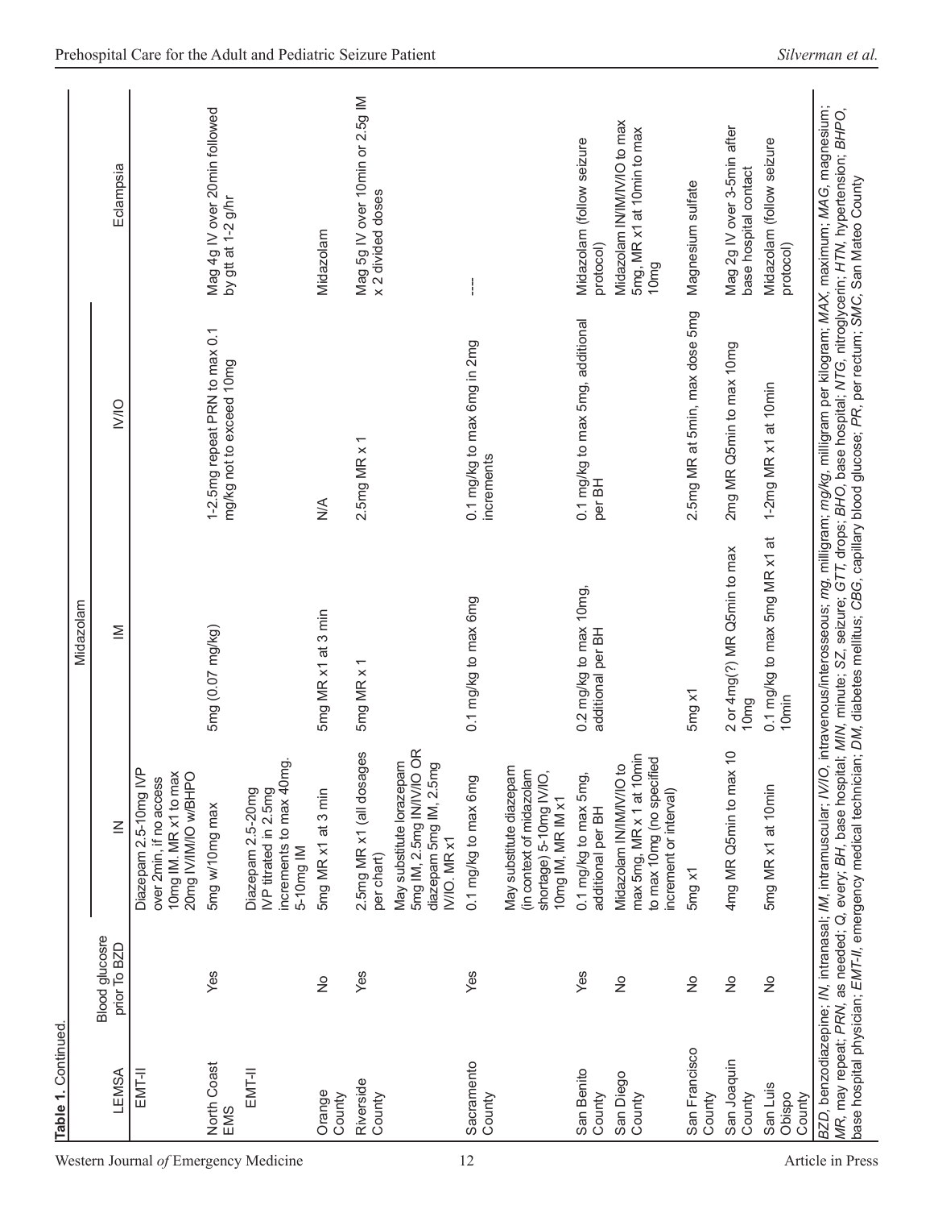**Table 1.** Continued.

| LEMSA | Blood glucose prior To BZD | Midazolam IN | Midazolam IM | Midazolam IV/IO | Eclampsia |
|---|---|---|---|---|---|
| EMT-II | | Diazepam 2.5-10mg IVP over 2min, if no access 10mg IM. MR x1 to max 20mg IV/IM/IO w/BHPO | | | |
| North Coast EMS | Yes | 5mg w/10mg max | 5mg (0.07 mg/kg) | 1-2.5mg repeat PRN to max 0.1 mg/kg not to exceed 10mg | Mag 4g IV over 20min followed by gtt at 1-2 g/hr |
| EMT-II | | Diazepam 2.5-20mg IVP titrated in 2.5mg increments to max 40mg. 5-10mg IM | | | |
| Orange County | No | 5mg MR x1 at 3 min | 5mg MR x1 at 3 min | N/A | Midazolam |
| Riverside County | Yes | 2.5mg MR x1 (all dosages per chart) | 5mg MR x 1 | 2.5mg MR x 1 | Mag 5g IV over 10min or 2.5g IM x 2 divided doses |
| | | May substitute lorazepam 5mg IM, 2.5mg IN/IV/IO OR diazepam 5mg IM, 2.5mg IV/IO. MR x1 | | | |
| Sacramento County | Yes | 0.1 mg/kg to max 6mg | 0.1 mg/kg to max 6mg | 0.1 mg/kg to max 6mg in 2mg increments | --- |
| | | May substitute diazepam (in context of midazolam shortage) 5-10mg IV/IO, 10mg IM, MR x1 | | | |
| San Benito County | Yes | 0.1 mg/kg to max 5mg, additional per BH | 0.2 mg/kg to max 10mg, additional per BH | 0.1 mg/kg to max 5mg, additional per BH | Midazolam (follow seizure protocol) |
| San Diego County | No | Midazolam IN/IM/IV/IO to max 5mg, MR x 1 at 10min to max 10mg (no specified increment or interval) | | | Midazolam IN/IM/IV/IO to max 5mg, MR x1 at 10min to max 10mg |
| San Francisco County | No | 5mg x1 | 5mg x1 | 2.5mg MR at 5min, max dose 5mg | Magnesium sulfate |
| San Joaquin County | No | 4mg MR Q5min to max 10 | 2 or 4mg(?) MR Q5min to max 10mg | 2mg MR Q5min to max 10mg | Mag 2g IV over 3-5min after base hospital contact |
| San Luis Obispo County | No | 5mg MR x1 at 10min | 0.1 mg/kg to max 5mg MR x1 at 10min | 1-2mg MR x1 at 10min | Midazolam (follow seizure protocol) |

*BZD*, benzodiazepine; *IN*, intranasal; *IM*, intramuscular; *IV/IO*, intravenous/interosseous; *mg*, milligram; *mg/kg*, milligram per kilogram; *MAX*, maximum; *MAG*, magnesium; *MR*, may repeat; *PRN*, as needed; *Q*, every; *BH*, base hospital; *MIN*, minute; *SZ*, seizure; *GTT*, drops; *BHO*, base hospital; *NTG*, nitroglycerin; *HTN*, hypertension; *BHPO*, base hospital physician; *EMT-II*, emergency medical technician; *DM*, diabetes mellitus; *CBG*, capillary blood glucose; *PR*, per rectum; *SMC*, San Mateo County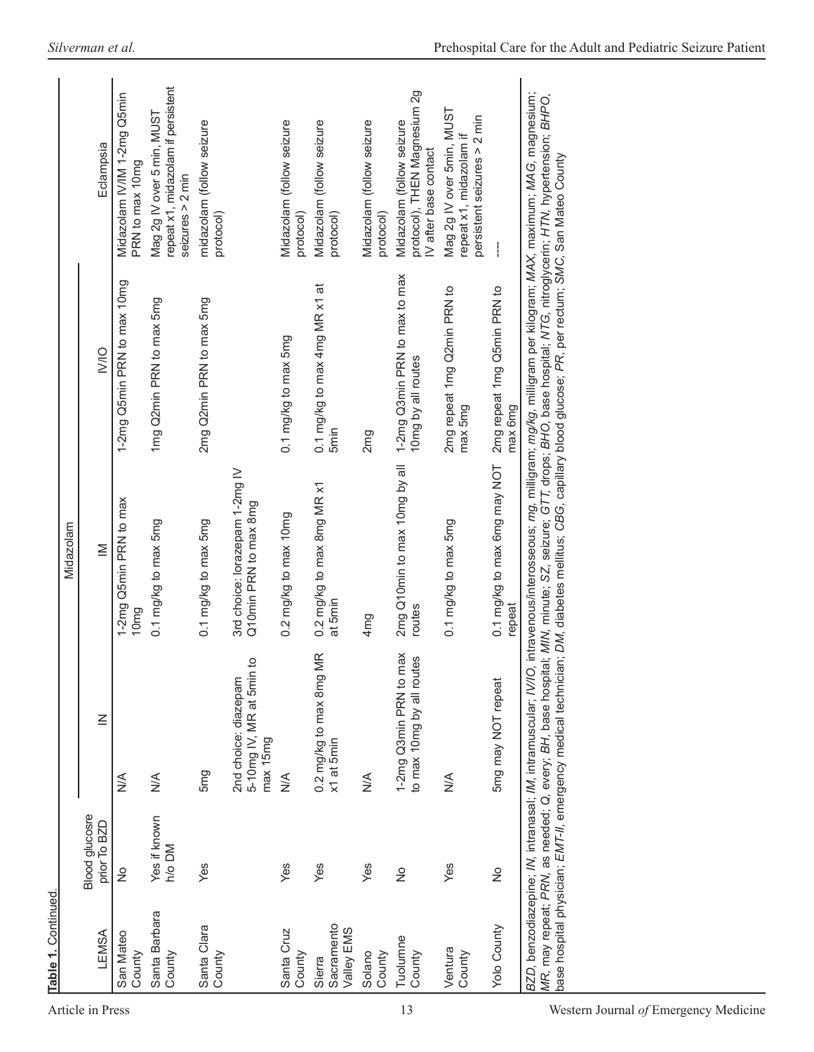**Table 1.** Continued.

| LEMSA | Blood glucosre prior To BZD | Midazolam | | | Eclampsia |
|---|---|---|---|---|---|
| | | IN | IM | IV/IO | |
| San Mateo County | No | N/A | 1-2mg Q5min PRN to max 10mg | 1-2mg Q5min PRN to max 10mg | Midazolam IV/IM 1-2mg Q5min PRN to max 10mg |
| Santa Barbara County | Yes if known h/o DM | N/A | 0.1 mg/kg to max 5mg | 1mg Q2min PRN to max 5mg | Mag 2g IV over 5 min, MUST repeat x1, midazolam if persistent seizures > 2 min |
| Santa Clara County | Yes | 5mg | 0.1 mg/kg to max 5mg | 2mg Q2min PRN to max 5mg | midazolam (follow seizure protocol) |
| | | 2nd choice: diazepam 5-10mg IV, MR at 5min to max 15mg | 3rd choice: lorazepam 1-2mg IV Q10min PRN to max 8mg | | |
| Santa Cruz County | Yes | N/A | 0.2 mg/kg to max 10mg | 0.1 mg/kg to max 5mg | Midazolam (follow seizure protocol) |
| Sierra Sacramento Valley EMS | Yes | 0.2 mg/kg to max 8mg MR x1 at 5min | 0.2 mg/kg to max 8mg MR x1 at 5min | 0.1 mg/kg to max 4mg MR x1 at 5min | Midazolam (follow seizure protocol) |
| Solano County | Yes | N/A | 4mg | 2mg | Midazolam (follow seizure protocol) |
| Tuolumne County | No | 1-2mg Q3min PRN to max to max 10mg by all routes | 2mg Q10min to max 10mg by all routes | 1-2mg Q3min PRN to max to max 10mg by all routes | Midazolam (follow seizure protocol), THEN Magnesium 2g IV after base contact |
| Ventura County | Yes | N/A | 0.1 mg/kg to max 5mg | 2mg repeat 1mg Q2min PRN to max 5mg | Mag 2g IV over 5min, MUST repeat x1, midazolam if persistent seizures > 2 min |
| Yolo County | No | 5mg may NOT repeat | 0.1 mg/kg to max 6mg may NOT repeat | 2mg repeat 1mg Q5min PRN to max 6mg | --- |

*BZD*, benzodiazepine; *IN*, intranasal; *IM*, intramuscular; *IV/IO*, intravenous/interosseous; *mg*, milligram; *mg/kg*, milligram per kilogram; *MAX*, maximum; *MAG*, magnesium; *MR*, may repeat; *PRN*, as needed; *Q*, every; *BH*, base hospital; *MIN*, minute; *SZ*, seizure; *GTT*, drops; *BHO*, base hospital; *NTG*, nitroglycerin; *HTN*, hypertension; *BHPO*, base hospital physician; *EMT-II*, emergency medical technician; *DM*, diabetes mellitus; *CBG*, capillary blood glucose; *PR*, per rectum; *SMC*, San Mateo County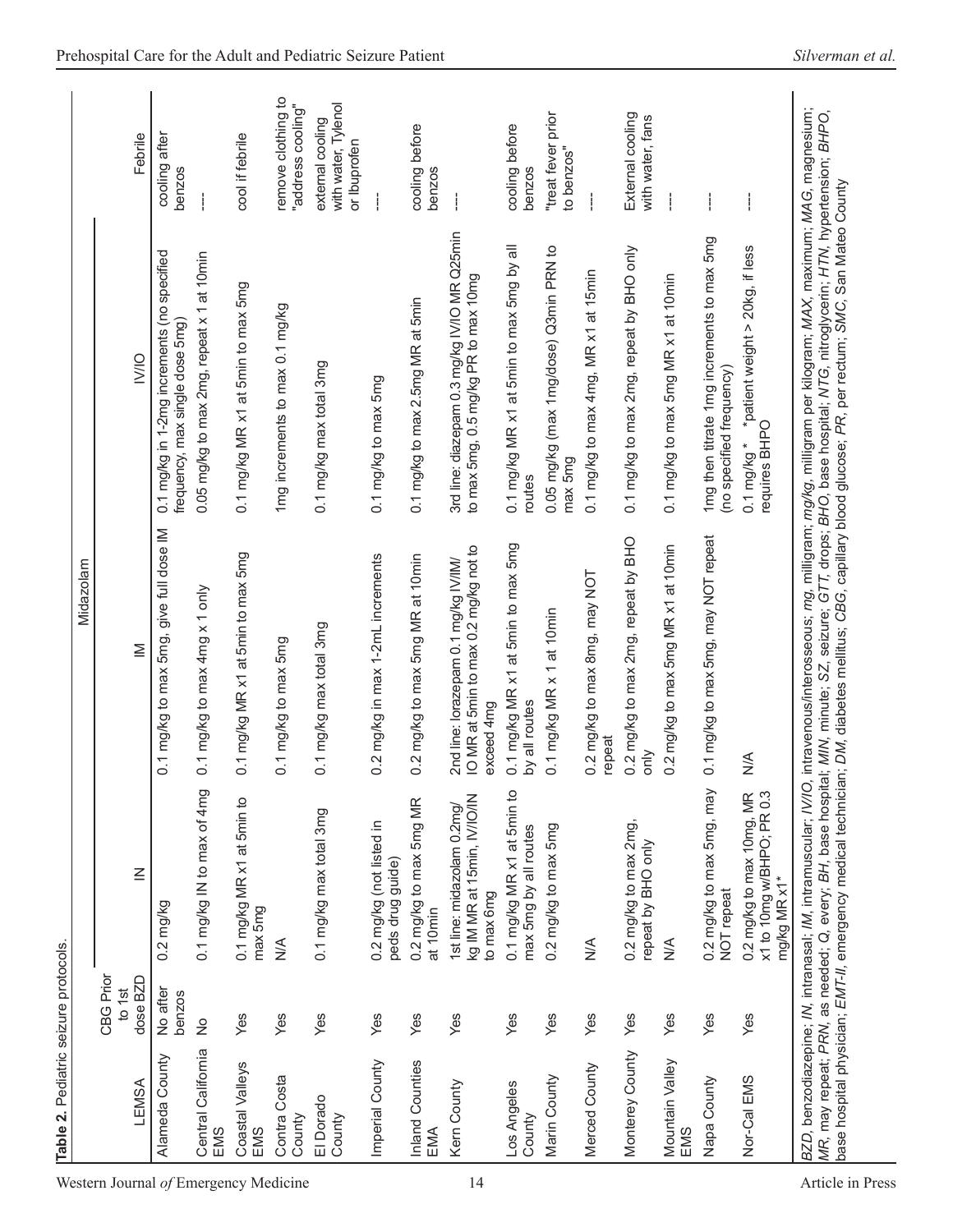**Table 2.** Pediatric seizure protocols.

| LEMSA | CBG Prior to 1st dose BZD | Midazolam | | | Febrile |
|---|---|---|---|---|---|
| | | IN | IM | IV/IO | |
| Alameda County | No after benzos | 0.2 mg/kg | 0.1 mg/kg to max 5mg, give full dose IM | 0.1 mg/kg in 1-2mg increments (no specified frequency, max single dose 5mg) | cooling after benzos |
| Central California EMS | No | 0.1 mg/kg IN to max of 4mg | 0.1 mg/kg to max 4mg x 1 only | 0.05 mg/kg to max 2mg, repeat x 1 at 10min | --- |
| Coastal Valleys EMS | Yes | 0.1 mg/kg MR x1 at 5min to max 5mg | 0.1 mg/kg MR x1 at 5min to max 5mg | 0.1 mg/kg MR x1 at 5min to max 5mg | cool if febrile |
| Contra Costa County | Yes | N/A | 0.1 mg/kg to max 5mg | 1mg increments to max 0.1 mg/kg | remove clothing to "address cooling" |
| El Dorado County | Yes | 0.1 mg/kg max total 3mg | 0.1 mg/kg max total 3mg | 0.1 mg/kg max total 3mg | external cooling with water, Tylenol or Ibuprofen |
| Imperial County | Yes | 0.2 mg/kg (not listed in peds drug guide) | 0.2 mg/kg in max 1-2mL increments | 0.1 mg/kg to max 5mg | --- |
| Inland Counties EMA | Yes | 0.2 mg/kg to max 5mg MR at 10min | 0.2 mg/kg to max 5mg MR at 10min | 0.1 mg/kg to max 2.5mg MR at 5min | cooling before benzos |
| Kern County | Yes | 1st line: midazolam 0.2mg/kg IM MR at 15min, IV/IO/IN to max 6mg | 2nd line: lorazepam 0.1 mg/kg IV/IM/IO MR at 5min to max 0.2 mg/kg not to exceed 4mg | 3rd line: diazepam 0.3 mg/kg IV/IO MR Q25min to max 5mg, 0.5 mg/kg PR to max 10mg | --- |
| Los Angeles County | Yes | 0.1 mg/kg MR x1 at 5min to max 5mg by all routes | 0.1 mg/kg MR x1 at 5min to max 5mg by all routes | 0.1 mg/kg MR x1 at 5min to max 5mg by all routes | cooling before benzos |
| Marin County | Yes | 0.2 mg/kg to max 5mg | 0.1 mg/kg MR x 1 at 10min | 0.05 mg/kg (max 1mg/dose) Q3min PRN to max 5mg | "treat fever prior to benzos" |
| Merced County | Yes | N/A | 0.2 mg/kg to max 8mg, may NOT repeat | 0.1 mg/kg to max 4mg, MR x1 at 15min | --- |
| Monterey County | Yes | 0.2 mg/kg to max 2mg, repeat by BHO only | 0.2 mg/kg to max 2mg, repeat by BHO only | 0.1 mg/kg to max 2mg, repeat by BHO only | External cooling with water, fans |
| Mountain Valley EMS | Yes | N/A | 0.2 mg/kg to max 5mg MR x1 at 10min | 0.1 mg/kg to max 5mg MR x1 at 10min | --- |
| Napa County | Yes | 0.2 mg/kg to max 5mg, may NOT repeat | 0.1 mg/kg to max 5mg, may NOT repeat | 1mg then titrate 1mg increments to max 5mg (no specified frequency) | --- |
| Nor-Cal EMS | Yes | 0.2 mg/kg to max 10mg, MR x1 to 10mg w/BHPO; PR 0.3 mg/kg MR x1* | N/A | 0.1 mg/kg * *patient weight > 20kg, if less requires BHPO | --- |

*BZD*, benzodiazepine; *IN*, intranasal; *IM*, intramuscular; *IV/IO*, intravenous/interosseous; *mg*, milligram; *mg/kg*, milligram per kilogram; *MAX*, maximum; *MAG*, magnesium; *MR*, may repeat; *PRN*, as needed; *Q*, every; *BH*, base hospital; *MIN*, minute; *SZ*, seizure; *GTT*, drops; *BHO*, base hospital; *NTG*, nitroglycerin; *HTN*, hypertension; *BHPO*, base hospital physician; *EMT-II*, emergency medical technician; *DM*, diabetes mellitus; *CBG*, capillary blood glucose; *PR*, per rectum; *SMC*, San Mateo County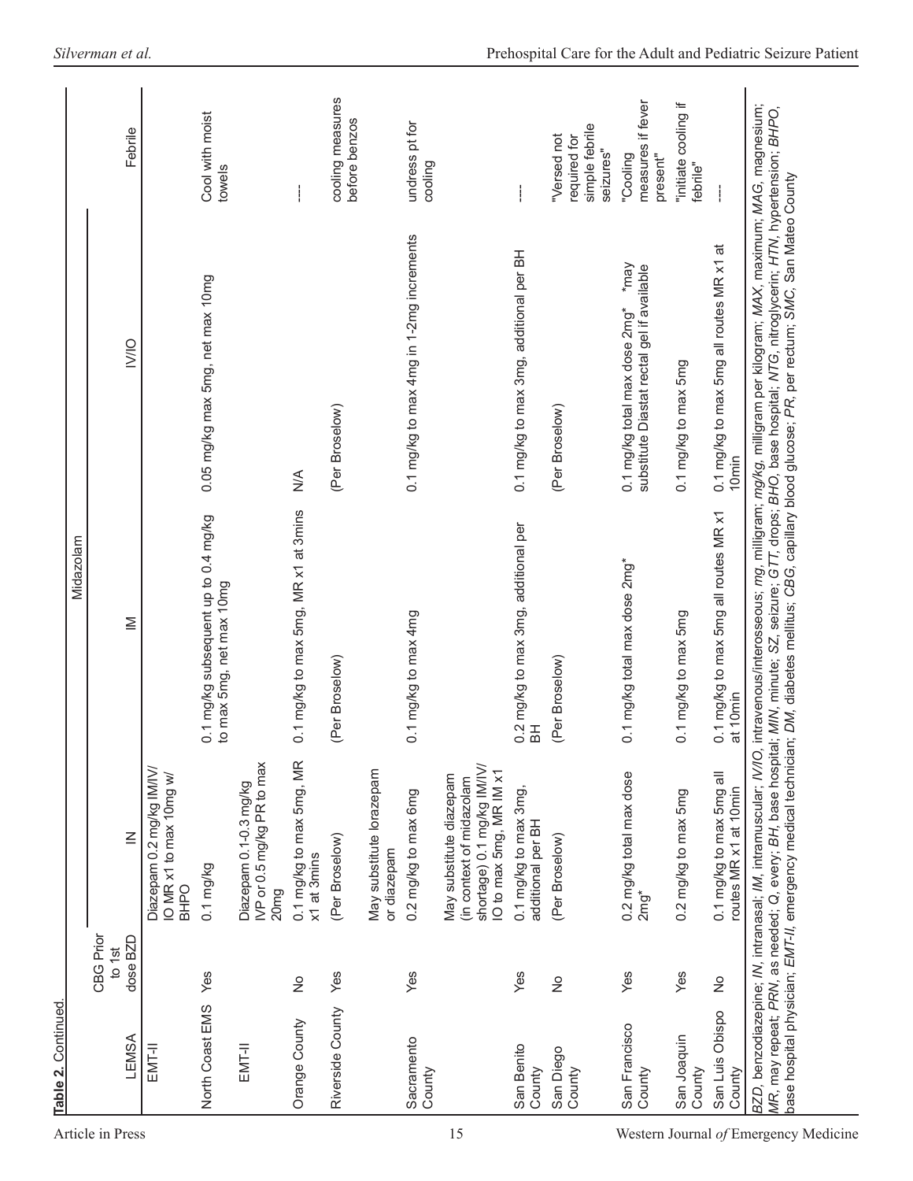**Table 2.** Continued.

| LEMSA | CBG Prior to 1st dose BZD | Midazolam IN | Midazolam IM | Midazolam IV/IO | Febrile |
|---|---|---|---|---|---|
| EMT-II | | Diazepam 0.2 mg/kg IM/IV/IO MR x1 to max 10mg w/ BHPO | | | |
| North Coast EMS | Yes | 0.1 mg/kg | 0.1 mg/kg subsequent up to 0.4 mg/kg to max 5mg, net max 10mg | 0.05 mg/kg max 5mg, net max 10mg | Cool with moist towels |
| EMT-II | | Diazepam 0.1-0.3 mg/kg IVP or 0.5 mg/kg PR to max 20mg | | | |
| Orange County | No | 0.1 mg/kg to max 5mg, MR x1 at 3mins | 0.1 mg/kg to max 5mg, MR x1 at 3mins | N/A | ---- |
| Riverside County | Yes | (Per Broselow) | (Per Broselow) | (Per Broselow) | cooling measures before benzos |
| Sacramento County | Yes | May substitute lorazepam or diazepam<br>0.2 mg/kg to max 6mg<br>May substitute diazepam (in context of midazolam shortage) 0.1 mg/kg IM/IV/IO to max 5mg, MR IM x1 | 0.1 mg/kg to max 4mg | 0.1 mg/kg to max 4mg in 1-2mg increments | undress pt for cooling |
| San Benito County | Yes | 0.1 mg/kg to max 3mg, additional per BH | 0.2 mg/kg to max 3mg, additional per BH | 0.1 mg/kg to max 3mg, additional per BH | ---- |
| San Diego County | No | (Per Broselow) | (Per Broselow) | (Per Broselow) | "Versed not required for simple febrile seizures" |
| San Francisco County | Yes | 0.2 mg/kg total max dose 2mg* | 0.1 mg/kg total max dose 2mg* | 0.1 mg/kg total max dose 2mg* *may substitute Diastat rectal gel if available | "Cooling measures if fever present" |
| San Joaquin County | Yes | 0.2 mg/kg to max 5mg | 0.1 mg/kg to max 5mg | 0.1 mg/kg to max 5mg | "initiate cooling if febrile" |
| San Luis Obispo County | No | 0.1 mg/kg to max 5mg all routes MR x1 at 10min | 0.1 mg/kg to max 5mg all routes MR x1 at 10min | 0.1 mg/kg to max 5mg all routes MR x1 at 10min | ---- |

*BZD*, benzodiazepine; *IN*, intranasal; *IM*, intramuscular; *IV/IO*, intravenous/interosseous; *mg*, milligram; *mg/kg*, milligram per kilogram; *MAX*, maximum; *MAG*, magnesium; *MR*, may repeat; *PRN*, as needed; *Q*, every; *BH*, base hospital; *MIN*, minute; *SZ*, seizure; *GTT*, drops; *BHO*, base hospital; *NTG*, nitroglycerin; *HTN*, hypertension; *BHPO*, base hospital physician; *EMT-II*, emergency medical technician; *DM*, diabetes mellitus; *CBG*, capillary blood glucose; *PR*, per rectum; *SMC*, San Mateo County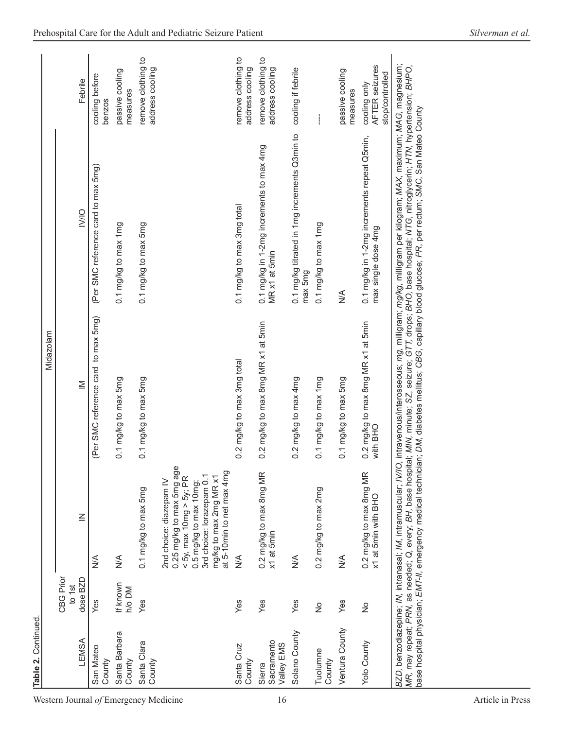**Table 2.** Continued.

| LEMSA | CBG Prior to 1st dose BZD | Midazolam | | | Febrile |
|---|---|---|---|---|---|
| | | IN | IM | IV/IO | |
| San Mateo County | Yes | N/A | (Per SMC reference card to max 5mg) | (Per SMC reference card to max 5mg) | cooling before benzos |
| Santa Barbara County | If known h/o DM | N/A | 0.1 mg/kg to max 5mg | 0.1 mg/kg to max 1mg | passive cooling measures |
| Santa Clara County | Yes | 0.1 mg/kg to max 5mg | 0.1 mg/kg to max 5mg | 0.1 mg/kg to max 5mg | remove clothing to address cooling |
| | | 2nd choice: diazepam IV 0.25 mg/kg to max 5mg age < 5y, max 10mg > 5y; PR 0.5 mg/kg to max 10mg; 3rd choice: lorazepam 0.1 mg/kg to max 2mg MR x1 at 5-10min to net max 4mg | | | |
| Santa Cruz County | Yes | N/A | 0.2 mg/kg to max 3mg total | 0.1 mg/kg to max 3mg total | remove clothing to address cooling |
| Sierra Sacramento Valley EMS | Yes | 0.2 mg/kg to max 8mg MR x1 at 5min | 0.2 mg/kg to max 8mg MR x1 at 5min | 0.1 mg/kg in 1-2mg increments to max 4mg MR x1 at 5min | remove clothing to address cooling |
| Solano County | Yes | N/A | 0.2 mg/kg to max 4mg | 0.1 mg/kg titrated in 1mg increments Q3min to max 5mg | cooling if febrile |
| Tuolumne County | No | 0.2 mg/kg to max 2mg | 0.1 mg/kg to max 1mg | 0.1 mg/kg to max 1mg | ---- |
| Ventura County | Yes | N/A | 0.1 mg/kg to max 5mg | N/A | passive cooling measures |
| Yolo County | No | 0.2 mg/kg to max 8mg MR x1 at 5min with BHO | 0.2 mg/kg to max 8mg MR x1 at 5min with BHO | 0.1 mg/kg in 1-2mg increments repeat Q5min, max single dose 4mg | cooling only AFTER seizures stop/controlled |

*BZD*, benzodiazepine; *IN*, intranasal; *IM*, intramuscular; *IV/IO*, intravenous/interosseous; *mg*, milligram; *mg/kg*, milligram per kilogram; *MAX*, maximum; *MAG*, magnesium; *MR*, may repeat; *PRN*, as needed; *Q*, every; *BH*, base hospital; *MIN*, minute; *SZ*, seizure; *GTT*, drops; *BHO*, base hospital; *NTG*, nitroglycerin; *HTN*, hypertension; *BHPO*, base hospital physician; *EMT-II*, emergency medical technician; *DM*, diabetes mellitus; *CBG*, capillary blood glucose; *PR*, per rectum; *SMC*, San Mateo County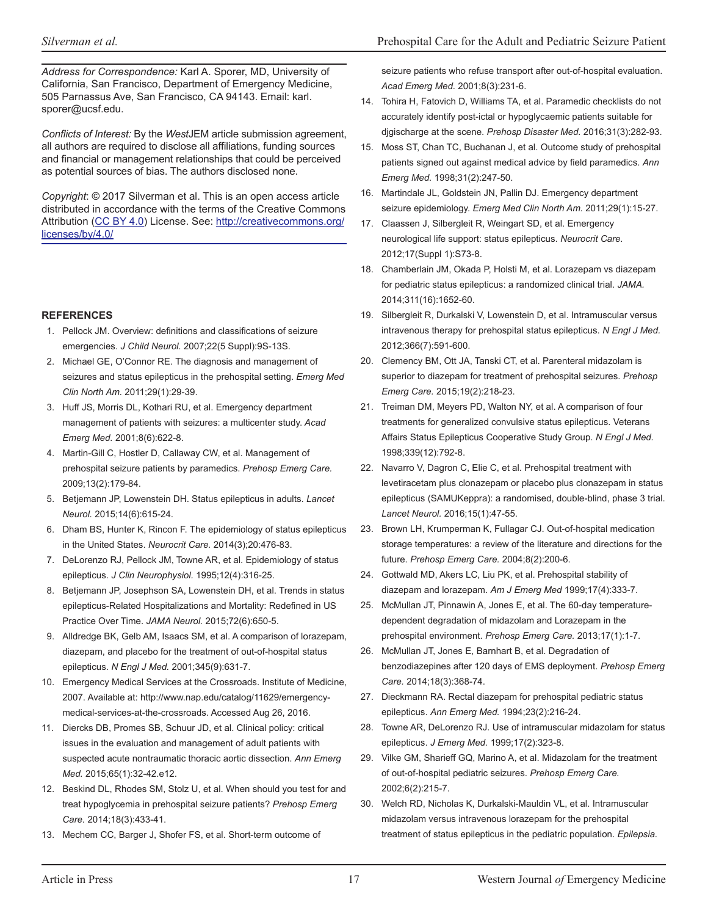*Address for Correspondence:* Karl A. Sporer, MD, University of California, San Francisco, Department of Emergency Medicine, 505 Parnassus Ave, San Francisco, CA 94143. Email: karl.sporer@ucsf.edu.

*Conflicts of Interest:* By the *West*JEM article submission agreement, all authors are required to disclose all affiliations, funding sources and financial or management relationships that could be perceived as potential sources of bias. The authors disclosed none.

*Copyright*: © 2017 Silverman et al. This is an open access article distributed in accordance with the terms of the Creative Commons Attribution (CC BY 4.0) License. See: http://creativecommons.org/licenses/by/4.0/

## REFERENCES

1. Pellock JM. Overview: definitions and classifications of seizure emergencies. *J Child Neurol.* 2007;22(5 Suppl):9S-13S.
2. Michael GE, O'Connor RE. The diagnosis and management of seizures and status epilepticus in the prehospital setting. *Emerg Med Clin North Am.* 2011;29(1):29-39.
3. Huff JS, Morris DL, Kothari RU, et al. Emergency department management of patients with seizures: a multicenter study. *Acad Emerg Med.* 2001;8(6):622-8.
4. Martin-Gill C, Hostler D, Callaway CW, et al. Management of prehospital seizure patients by paramedics. *Prehosp Emerg Care.* 2009;13(2):179-84.
5. Betjemann JP, Lowenstein DH. Status epilepticus in adults. *Lancet Neurol.* 2015;14(6):615-24.
6. Dham BS, Hunter K, Rincon F. The epidemiology of status epilepticus in the United States. *Neurocrit Care.* 2014(3);20:476-83.
7. DeLorenzo RJ, Pellock JM, Towne AR, et al. Epidemiology of status epilepticus. *J Clin Neurophysiol.* 1995;12(4):316-25.
8. Betjemann JP, Josephson SA, Lowenstein DH, et al. Trends in status epilepticus-Related Hospitalizations and Mortality: Redefined in US Practice Over Time. *JAMA Neurol.* 2015;72(6):650-5.
9. Alldredge BK, Gelb AM, Isaacs SM, et al. A comparison of lorazepam, diazepam, and placebo for the treatment of out-of-hospital status epilepticus. *N Engl J Med.* 2001;345(9):631-7.
10. Emergency Medical Services at the Crossroads. Institute of Medicine, 2007. Available at: http://www.nap.edu/catalog/11629/emergency-medical-services-at-the-crossroads. Accessed Aug 26, 2016.
11. Diercks DB, Promes SB, Schuur JD, et al. Clinical policy: critical issues in the evaluation and management of adult patients with suspected acute nontraumatic thoracic aortic dissection. *Ann Emerg Med.* 2015;65(1):32-42.e12.
12. Beskind DL, Rhodes SM, Stolz U, et al. When should you test for and treat hypoglycemia in prehospital seizure patients? *Prehosp Emerg Care.* 2014;18(3):433-41.
13. Mechem CC, Barger J, Shofer FS, et al. Short-term outcome of seizure patients who refuse transport after out-of-hospital evaluation. *Acad Emerg Med.* 2001;8(3):231-6.
14. Tohira H, Fatovich D, Williams TA, et al. Paramedic checklists do not accurately identify post-ictal or hypoglycaemic patients suitable for djgischarge at the scene. *Prehosp Disaster Med.* 2016;31(3):282-93.
15. Moss ST, Chan TC, Buchanan J, et al. Outcome study of prehospital patients signed out against medical advice by field paramedics. *Ann Emerg Med.* 1998;31(2):247-50.
16. Martindale JL, Goldstein JN, Pallin DJ. Emergency department seizure epidemiology. *Emerg Med Clin North Am.* 2011;29(1):15-27.
17. Claassen J, Silbergleit R, Weingart SD, et al. Emergency neurological life support: status epilepticus. *Neurocrit Care.* 2012;17(Suppl 1):S73-8.
18. Chamberlain JM, Okada P, Holsti M, et al. Lorazepam vs diazepam for pediatric status epilepticus: a randomized clinical trial. *JAMA.* 2014;311(16):1652-60.
19. Silbergleit R, Durkalski V, Lowenstein D, et al. Intramuscular versus intravenous therapy for prehospital status epilepticus. *N Engl J Med.* 2012;366(7):591-600.
20. Clemency BM, Ott JA, Tanski CT, et al. Parenteral midazolam is superior to diazepam for treatment of prehospital seizures. *Prehosp Emerg Care.* 2015;19(2):218-23.
21. Treiman DM, Meyers PD, Walton NY, et al. A comparison of four treatments for generalized convulsive status epilepticus. Veterans Affairs Status Epilepticus Cooperative Study Group. *N Engl J Med.* 1998;339(12):792-8.
22. Navarro V, Dagron C, Elie C, et al. Prehospital treatment with levetiracetam plus clonazepam or placebo plus clonazepam in status epilepticus (SAMUKeppra): a randomised, double-blind, phase 3 trial. *Lancet Neurol.* 2016;15(1):47-55.
23. Brown LH, Krumperman K, Fullagar CJ. Out-of-hospital medication storage temperatures: a review of the literature and directions for the future. *Prehosp Emerg Care.* 2004;8(2):200-6.
24. Gottwald MD, Akers LC, Liu PK, et al. Prehospital stability of diazepam and lorazepam. *Am J Emerg Med* 1999;17(4):333-7.
25. McMullan JT, Pinnawin A, Jones E, et al. The 60-day temperature-dependent degradation of midazolam and Lorazepam in the prehospital environment. *Prehosp Emerg Care.* 2013;17(1):1-7.
26. McMullan JT, Jones E, Barnhart B, et al. Degradation of benzodiazepines after 120 days of EMS deployment. *Prehosp Emerg Care.* 2014;18(3):368-74.
27. Dieckmann RA. Rectal diazepam for prehospital pediatric status epilepticus. *Ann Emerg Med.* 1994;23(2):216-24.
28. Towne AR, DeLorenzo RJ. Use of intramuscular midazolam for status epilepticus. *J Emerg Med.* 1999;17(2):323-8.
29. Vilke GM, Sharieff GQ, Marino A, et al. Midazolam for the treatment of out-of-hospital pediatric seizures. *Prehosp Emerg Care.* 2002;6(2):215-7.
30. Welch RD, Nicholas K, Durkalski-Mauldin VL, et al. Intramuscular midazolam versus intravenous lorazepam for the prehospital treatment of status epilepticus in the pediatric population. *Epilepsia.*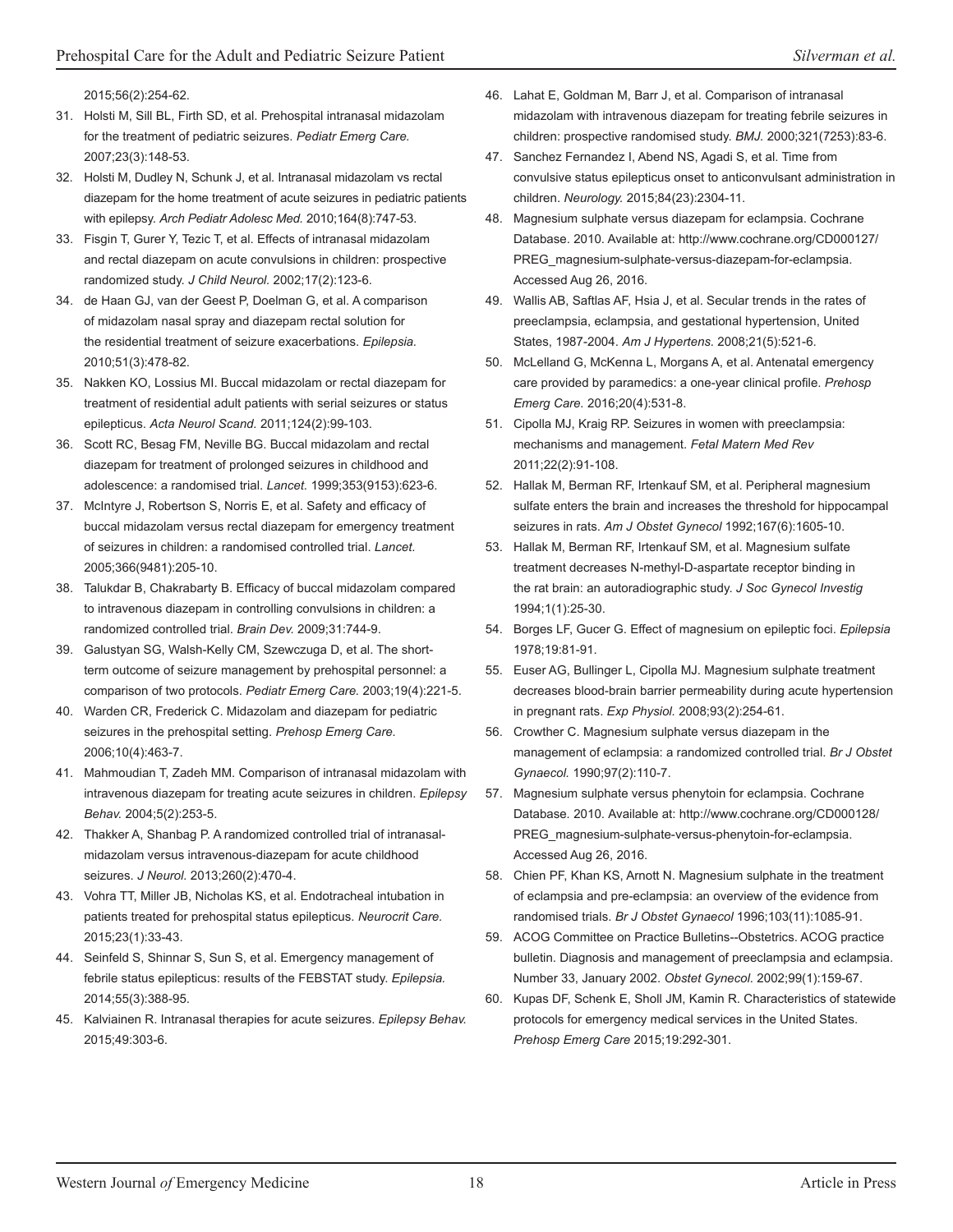2015;56(2):254-62.

31. Holsti M, Sill BL, Firth SD, et al. Prehospital intranasal midazolam for the treatment of pediatric seizures. *Pediatr Emerg Care.* 2007;23(3):148-53.
32. Holsti M, Dudley N, Schunk J, et al. Intranasal midazolam vs rectal diazepam for the home treatment of acute seizures in pediatric patients with epilepsy. *Arch Pediatr Adolesc Med.* 2010;164(8):747-53.
33. Fisgin T, Gurer Y, Tezic T, et al. Effects of intranasal midazolam and rectal diazepam on acute convulsions in children: prospective randomized study. *J Child Neurol.* 2002;17(2):123-6.
34. de Haan GJ, van der Geest P, Doelman G, et al. A comparison of midazolam nasal spray and diazepam rectal solution for the residential treatment of seizure exacerbations. *Epilepsia.* 2010;51(3):478-82.
35. Nakken KO, Lossius MI. Buccal midazolam or rectal diazepam for treatment of residential adult patients with serial seizures or status epilepticus. *Acta Neurol Scand.* 2011;124(2):99-103.
36. Scott RC, Besag FM, Neville BG. Buccal midazolam and rectal diazepam for treatment of prolonged seizures in childhood and adolescence: a randomised trial. *Lancet.* 1999;353(9153):623-6.
37. McIntyre J, Robertson S, Norris E, et al. Safety and efficacy of buccal midazolam versus rectal diazepam for emergency treatment of seizures in children: a randomised controlled trial. *Lancet.* 2005;366(9481):205-10.
38. Talukdar B, Chakrabarty B. Efficacy of buccal midazolam compared to intravenous diazepam in controlling convulsions in children: a randomized controlled trial. *Brain Dev.* 2009;31:744-9.
39. Galustyan SG, Walsh-Kelly CM, Szewczuga D, et al. The short-term outcome of seizure management by prehospital personnel: a comparison of two protocols. *Pediatr Emerg Care.* 2003;19(4):221-5.
40. Warden CR, Frederick C. Midazolam and diazepam for pediatric seizures in the prehospital setting. *Prehosp Emerg Care.* 2006;10(4):463-7.
41. Mahmoudian T, Zadeh MM. Comparison of intranasal midazolam with intravenous diazepam for treating acute seizures in children. *Epilepsy Behav.* 2004;5(2):253-5.
42. Thakker A, Shanbag P. A randomized controlled trial of intranasal-midazolam versus intravenous-diazepam for acute childhood seizures. *J Neurol.* 2013;260(2):470-4.
43. Vohra TT, Miller JB, Nicholas KS, et al. Endotracheal intubation in patients treated for prehospital status epilepticus. *Neurocrit Care.* 2015;23(1):33-43.
44. Seinfeld S, Shinnar S, Sun S, et al. Emergency management of febrile status epilepticus: results of the FEBSTAT study. *Epilepsia.* 2014;55(3):388-95.
45. Kalviainen R. Intranasal therapies for acute seizures. *Epilepsy Behav.* 2015;49:303-6.
46. Lahat E, Goldman M, Barr J, et al. Comparison of intranasal midazolam with intravenous diazepam for treating febrile seizures in children: prospective randomised study. *BMJ.* 2000;321(7253):83-6.
47. Sanchez Fernandez I, Abend NS, Agadi S, et al. Time from convulsive status epilepticus onset to anticonvulsant administration in children. *Neurology.* 2015;84(23):2304-11.
48. Magnesium sulphate versus diazepam for eclampsia. Cochrane Database. 2010. Available at: http://www.cochrane.org/CD000127/PREG_magnesium-sulphate-versus-diazepam-for-eclampsia. Accessed Aug 26, 2016.
49. Wallis AB, Saftlas AF, Hsia J, et al. Secular trends in the rates of preeclampsia, eclampsia, and gestational hypertension, United States, 1987-2004. *Am J Hypertens.* 2008;21(5):521-6.
50. McLelland G, McKenna L, Morgans A, et al. Antenatal emergency care provided by paramedics: a one-year clinical profile. *Prehosp Emerg Care.* 2016;20(4):531-8.
51. Cipolla MJ, Kraig RP. Seizures in women with preeclampsia: mechanisms and management. *Fetal Matern Med Rev* 2011;22(2):91-108.
52. Hallak M, Berman RF, Irtenkauf SM, et al. Peripheral magnesium sulfate enters the brain and increases the threshold for hippocampal seizures in rats. *Am J Obstet Gynecol* 1992;167(6):1605-10.
53. Hallak M, Berman RF, Irtenkauf SM, et al. Magnesium sulfate treatment decreases N-methyl-D-aspartate receptor binding in the rat brain: an autoradiographic study. *J Soc Gynecol Investig* 1994;1(1):25-30.
54. Borges LF, Gucer G. Effect of magnesium on epileptic foci. *Epilepsia* 1978;19:81-91.
55. Euser AG, Bullinger L, Cipolla MJ. Magnesium sulphate treatment decreases blood-brain barrier permeability during acute hypertension in pregnant rats. *Exp Physiol.* 2008;93(2):254-61.
56. Crowther C. Magnesium sulphate versus diazepam in the management of eclampsia: a randomized controlled trial. *Br J Obstet Gynaecol.* 1990;97(2):110-7.
57. Magnesium sulphate versus phenytoin for eclampsia. Cochrane Database. 2010. Available at: http://www.cochrane.org/CD000128/PREG_magnesium-sulphate-versus-phenytoin-for-eclampsia. Accessed Aug 26, 2016.
58. Chien PF, Khan KS, Arnott N. Magnesium sulphate in the treatment of eclampsia and pre-eclampsia: an overview of the evidence from randomised trials. *Br J Obstet Gynaecol* 1996;103(11):1085-91.
59. ACOG Committee on Practice Bulletins--Obstetrics. ACOG practice bulletin. Diagnosis and management of preeclampsia and eclampsia. Number 33, January 2002. *Obstet Gynecol.* 2002;99(1):159-67.
60. Kupas DF, Schenk E, Sholl JM, Kamin R. Characteristics of statewide protocols for emergency medical services in the United States. *Prehosp Emerg Care* 2015;19:292-301.